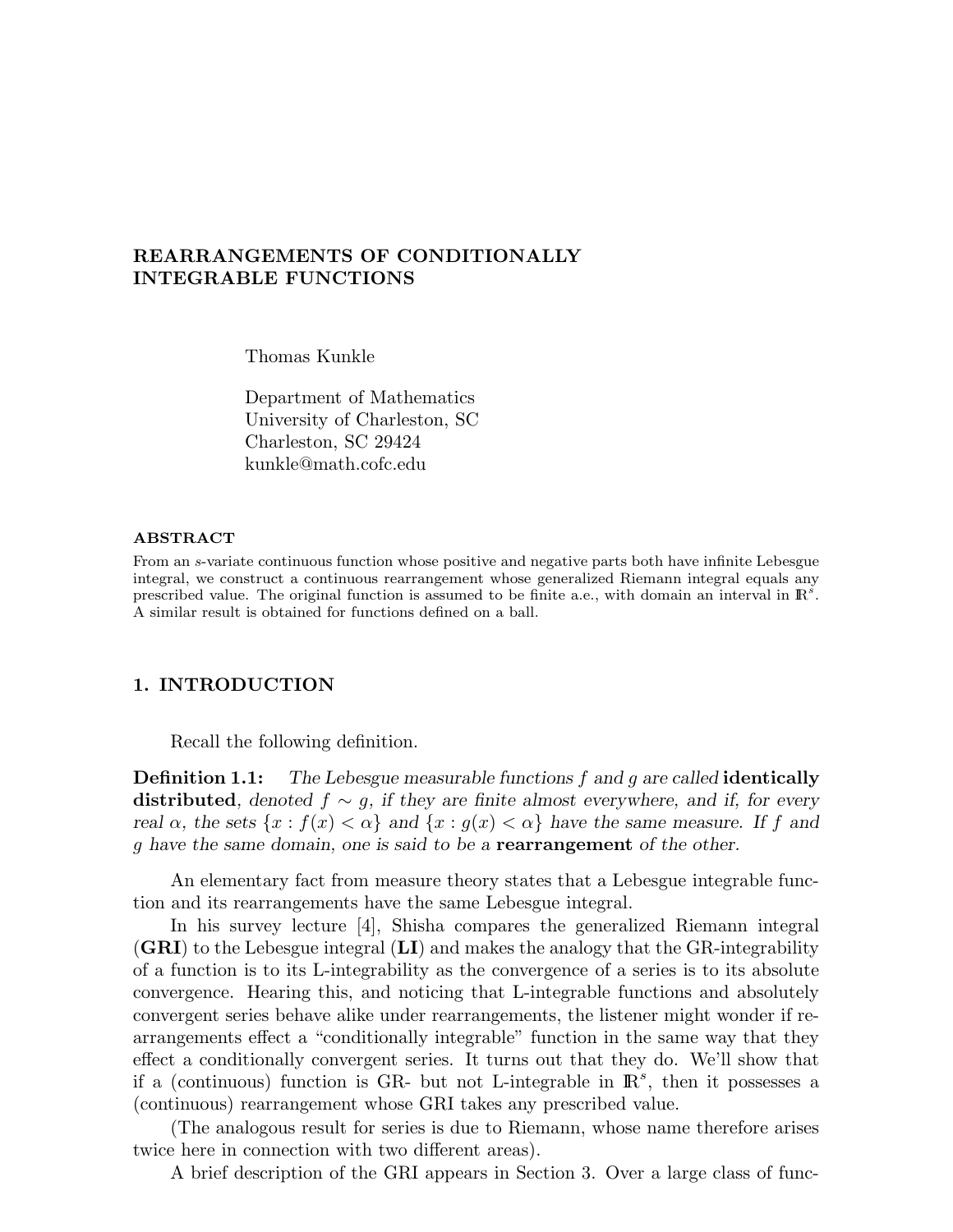# REARRANGEMENTS OF CONDITIONALLY INTEGRABLE FUNCTIONS

Thomas Kunkle

Department of Mathematics
University of Charleston, SC
Charleston, SC 29424
kunkle@math.cofc.edu

### ABSTRACT

From an $s$-variate continuous function whose positive and negative parts both have infinite Lebesgue integral, we construct a continuous rearrangement whose generalized Riemann integral equals any prescribed value. The original function is assumed to be finite a.e., with domain an interval in $\mathbb{R}^s$. A similar result is obtained for functions defined on a ball.

## 1. INTRODUCTION

Recall the following definition.

**Definition 1.1:** *The Lebesgue measurable functions $f$ and $g$ are called* **identically distributed**, *denoted $f \sim g$, if they are finite almost everywhere, and if, for every real $\alpha$, the sets $\{x : f(x) < \alpha\}$ and $\{x : g(x) < \alpha\}$ have the same measure. If $f$ and $g$ have the same domain, one is said to be a* **rearrangement** *of the other.*

An elementary fact from measure theory states that a Lebesgue integrable function and its rearrangements have the same Lebesgue integral.

In his survey lecture [4], Shisha compares the generalized Riemann integral (**GRI**) to the Lebesgue integral (**LI**) and makes the analogy that the GR-integrability of a function is to its L-integrability as the convergence of a series is to its absolute convergence. Hearing this, and noticing that L-integrable functions and absolutely convergent series behave alike under rearrangements, the listener might wonder if rearrangements effect a "conditionally integrable" function in the same way that they effect a conditionally convergent series. It turns out that they do. We'll show that if a (continuous) function is GR- but not L-integrable in $\mathbb{R}^s$, then it possesses a (continuous) rearrangement whose GRI takes any prescribed value.

(The analogous result for series is due to Riemann, whose name therefore arises twice here in connection with two different areas).

A brief description of the GRI appears in Section 3. Over a large class of func-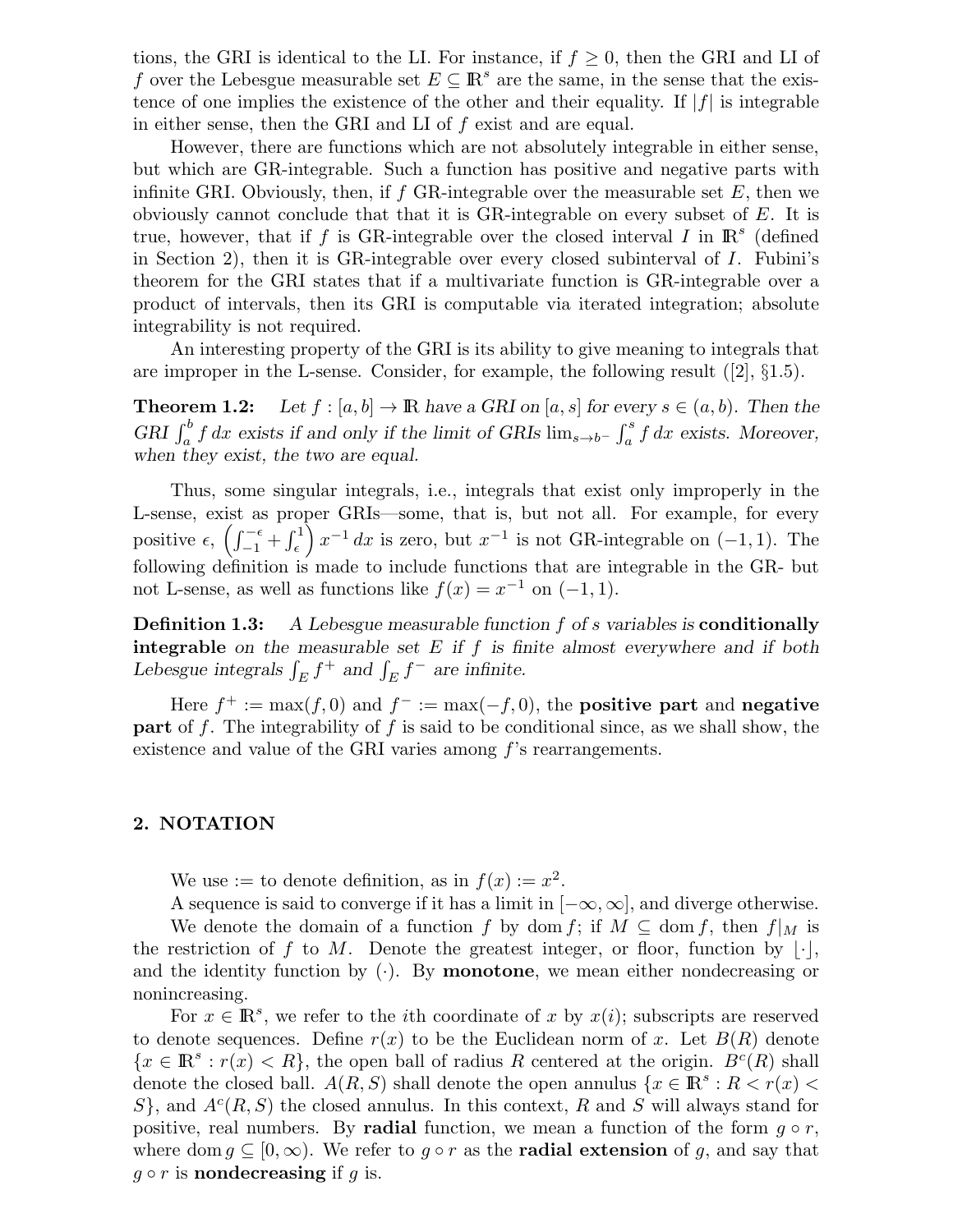tions, the GRI is identical to the LI. For instance, if $f \geq 0$, then the GRI and LI of $f$ over the Lebesgue measurable set $E \subseteq \mathbb{R}^s$ are the same, in the sense that the existence of one implies the existence of the other and their equality. If $|f|$ is integrable in either sense, then the GRI and LI of $f$ exist and are equal.

However, there are functions which are not absolutely integrable in either sense, but which are GR-integrable. Such a function has positive and negative parts with infinite GRI. Obviously, then, if $f$ GR-integrable over the measurable set $E$, then we obviously cannot conclude that that it is GR-integrable on every subset of $E$. It is true, however, that if $f$ is GR-integrable over the closed interval $I$ in $\mathbb{R}^s$ (defined in Section 2), then it is GR-integrable over every closed subinterval of $I$. Fubini's theorem for the GRI states that if a multivariate function is GR-integrable over a product of intervals, then its GRI is computable via iterated integration; absolute integrability is not required.

An interesting property of the GRI is its ability to give meaning to integrals that are improper in the L-sense. Consider, for example, the following result ([2], §1.5).

**Theorem 1.2:** *Let $f : [a, b] \to \mathbb{R}$ have a GRI on $[a, s]$ for every $s \in (a, b)$. Then the GRI $\int_a^b f\,dx$ exists if and only if the limit of GRIs $\lim_{s \to b^-} \int_a^s f\,dx$ exists. Moreover, when they exist, the two are equal.*

Thus, some singular integrals, i.e., integrals that exist only improperly in the L-sense, exist as proper GRIs—some, that is, but not all. For example, for every positive $\epsilon$, $\left(\int_{-1}^{-\epsilon} + \int_{\epsilon}^{1}\right) x^{-1}\,dx$ is zero, but $x^{-1}$ is not GR-integrable on $(-1, 1)$. The following definition is made to include functions that are integrable in the GR- but not L-sense, as well as functions like $f(x) = x^{-1}$ on $(-1, 1)$.

**Definition 1.3:** *A Lebesgue measurable function $f$ of $s$ variables is* **conditionally integrable** *on the measurable set $E$ if $f$ is finite almost everywhere and if both Lebesgue integrals $\int_E f^+$ and $\int_E f^-$ are infinite.*

Here $f^+ := \max(f, 0)$ and $f^- := \max(-f, 0)$, the **positive part** and **negative part** of $f$. The integrability of $f$ is said to be conditional since, as we shall show, the existence and value of the GRI varies among $f$'s rearrangements.

## 2. NOTATION

We use $:=$ to denote definition, as in $f(x) := x^2$.

A sequence is said to converge if it has a limit in $[-\infty, \infty]$, and diverge otherwise.

We denote the domain of a function $f$ by $\operatorname{dom} f$; if $M \subseteq \operatorname{dom} f$, then $f|_M$ is the restriction of $f$ to $M$. Denote the greatest integer, or floor, function by $\lfloor \cdot \rfloor$, and the identity function by $(\cdot)$. By **monotone**, we mean either nondecreasing or nonincreasing.

For $x \in \mathbb{R}^s$, we refer to the $i$th coordinate of $x$ by $x(i)$; subscripts are reserved to denote sequences. Define $r(x)$ to be the Euclidean norm of $x$. Let $B(R)$ denote $\{x \in \mathbb{R}^s : r(x) < R\}$, the open ball of radius $R$ centered at the origin. $B^c(R)$ shall denote the closed ball. $A(R, S)$ shall denote the open annulus $\{x \in \mathbb{R}^s : R < r(x) < S\}$, and $A^c(R, S)$ the closed annulus. In this context, $R$ and $S$ will always stand for positive, real numbers. By **radial** function, we mean a function of the form $g \circ r$, where $\operatorname{dom} g \subseteq [0, \infty)$. We refer to $g \circ r$ as the **radial extension** of $g$, and say that $g \circ r$ is **nondecreasing** if $g$ is.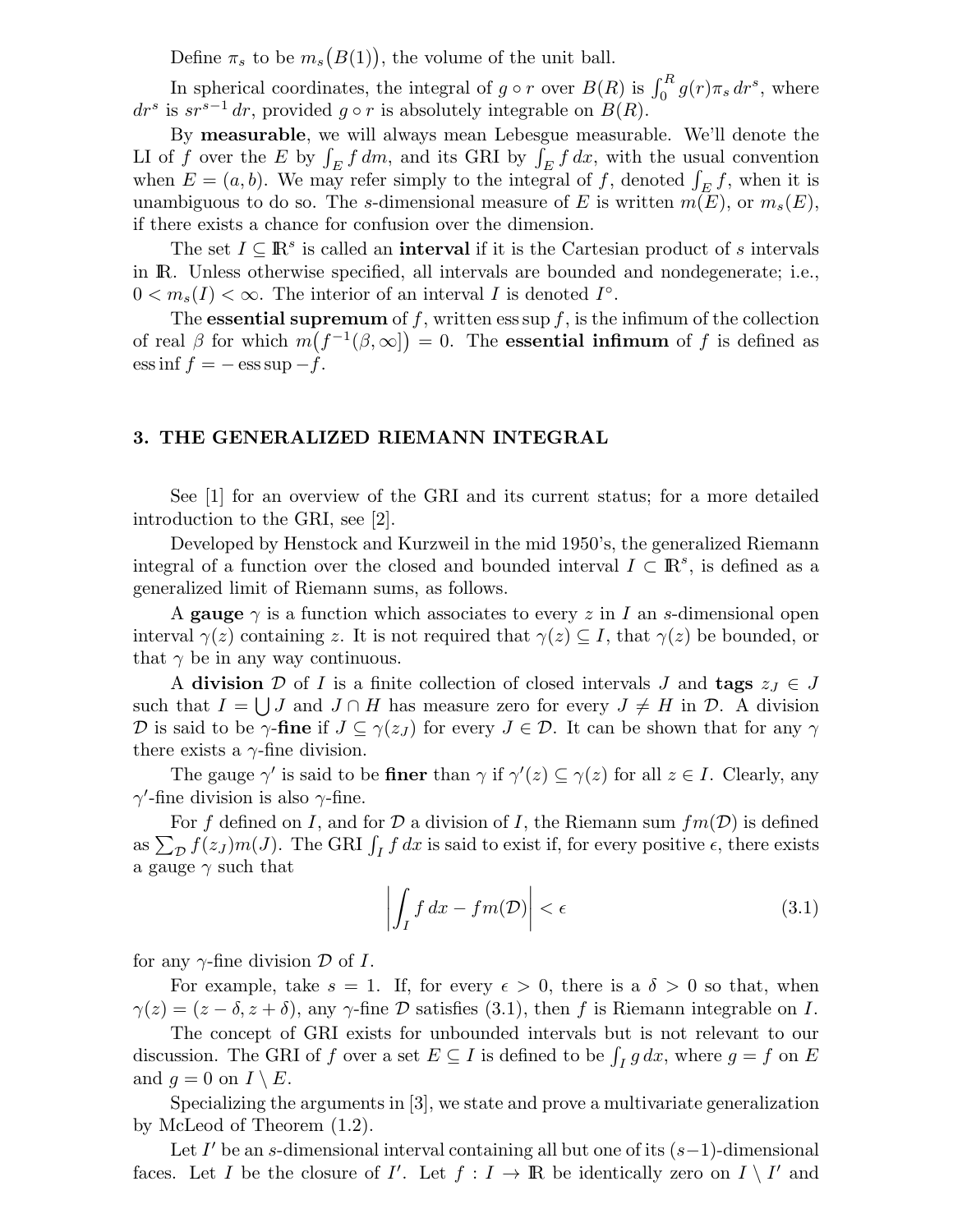Define $\pi_s$ to be $m_s\big(B(1)\big)$, the volume of the unit ball.

In spherical coordinates, the integral of $g \circ r$ over $B(R)$ is $\int_0^R g(r)\pi_s\, dr^s$, where $dr^s$ is $sr^{s-1}\, dr$, provided $g \circ r$ is absolutely integrable on $B(R)$.

By **measurable**, we will always mean Lebesgue measurable. We'll denote the LI of $f$ over the $E$ by $\int_E f\, dm$, and its GRI by $\int_E f\, dx$, with the usual convention when $E = (a, b)$. We may refer simply to the integral of $f$, denoted $\int_E f$, when it is unambiguous to do so. The $s$-dimensional measure of $E$ is written $m(E)$, or $m_s(E)$, if there exists a chance for confusion over the dimension.

The set $I \subseteq \mathbb{R}^s$ is called an **interval** if it is the Cartesian product of $s$ intervals in $\mathbb{R}$. Unless otherwise specified, all intervals are bounded and nondegenerate; i.e., $0 < m_s(I) < \infty$. The interior of an interval $I$ is denoted $I^\circ$.

The **essential supremum** of $f$, written $\operatorname{ess\,sup} f$, is the infimum of the collection of real $\beta$ for which $m\big(f^{-1}(\beta, \infty]\big) = 0$. The **essential infimum** of $f$ is defined as $\operatorname{ess\,inf} f = -\operatorname{ess\,sup} -f$.

## 3. THE GENERALIZED RIEMANN INTEGRAL

See [1] for an overview of the GRI and its current status; for a more detailed introduction to the GRI, see [2].

Developed by Henstock and Kurzweil in the mid 1950's, the generalized Riemann integral of a function over the closed and bounded interval $I \subset \mathbb{R}^s$, is defined as a generalized limit of Riemann sums, as follows.

A **gauge** $\gamma$ is a function which associates to every $z$ in $I$ an $s$-dimensional open interval $\gamma(z)$ containing $z$. It is not required that $\gamma(z) \subseteq I$, that $\gamma(z)$ be bounded, or that $\gamma$ be in any way continuous.

A **division** $\mathcal{D}$ of $I$ is a finite collection of closed intervals $J$ and **tags** $z_J \in J$ such that $I = \bigcup J$ and $J \cap H$ has measure zero for every $J \neq H$ in $\mathcal{D}$. A division $\mathcal{D}$ is said to be $\gamma$-**fine** if $J \subseteq \gamma(z_J)$ for every $J \in \mathcal{D}$. It can be shown that for any $\gamma$ there exists a $\gamma$-fine division.

The gauge $\gamma'$ is said to be **finer** than $\gamma$ if $\gamma'(z) \subseteq \gamma(z)$ for all $z \in I$. Clearly, any $\gamma'$-fine division is also $\gamma$-fine.

For $f$ defined on $I$, and for $\mathcal{D}$ a division of $I$, the Riemann sum $fm(\mathcal{D})$ is defined as $\sum_{\mathcal{D}} f(z_J)m(J)$. The GRI $\int_I f\, dx$ is said to exist if, for every positive $\epsilon$, there exists a gauge $\gamma$ such that

$$\left| \int_I f\, dx - fm(\mathcal{D}) \right| < \epsilon \tag{3.1}$$

for any $\gamma$-fine division $\mathcal{D}$ of $I$.

For example, take $s = 1$. If, for every $\epsilon > 0$, there is a $\delta > 0$ so that, when $\gamma(z) = (z - \delta, z + \delta)$, any $\gamma$-fine $\mathcal{D}$ satisfies (3.1), then $f$ is Riemann integrable on $I$.

The concept of GRI exists for unbounded intervals but is not relevant to our discussion. The GRI of $f$ over a set $E \subseteq I$ is defined to be $\int_I g\, dx$, where $g = f$ on $E$ and $g = 0$ on $I \setminus E$.

Specializing the arguments in [3], we state and prove a multivariate generalization by McLeod of Theorem (1.2).

Let $I'$ be an $s$-dimensional interval containing all but one of its $(s-1)$-dimensional faces. Let $I$ be the closure of $I'$. Let $f : I \to \mathbb{R}$ be identically zero on $I \setminus I'$ and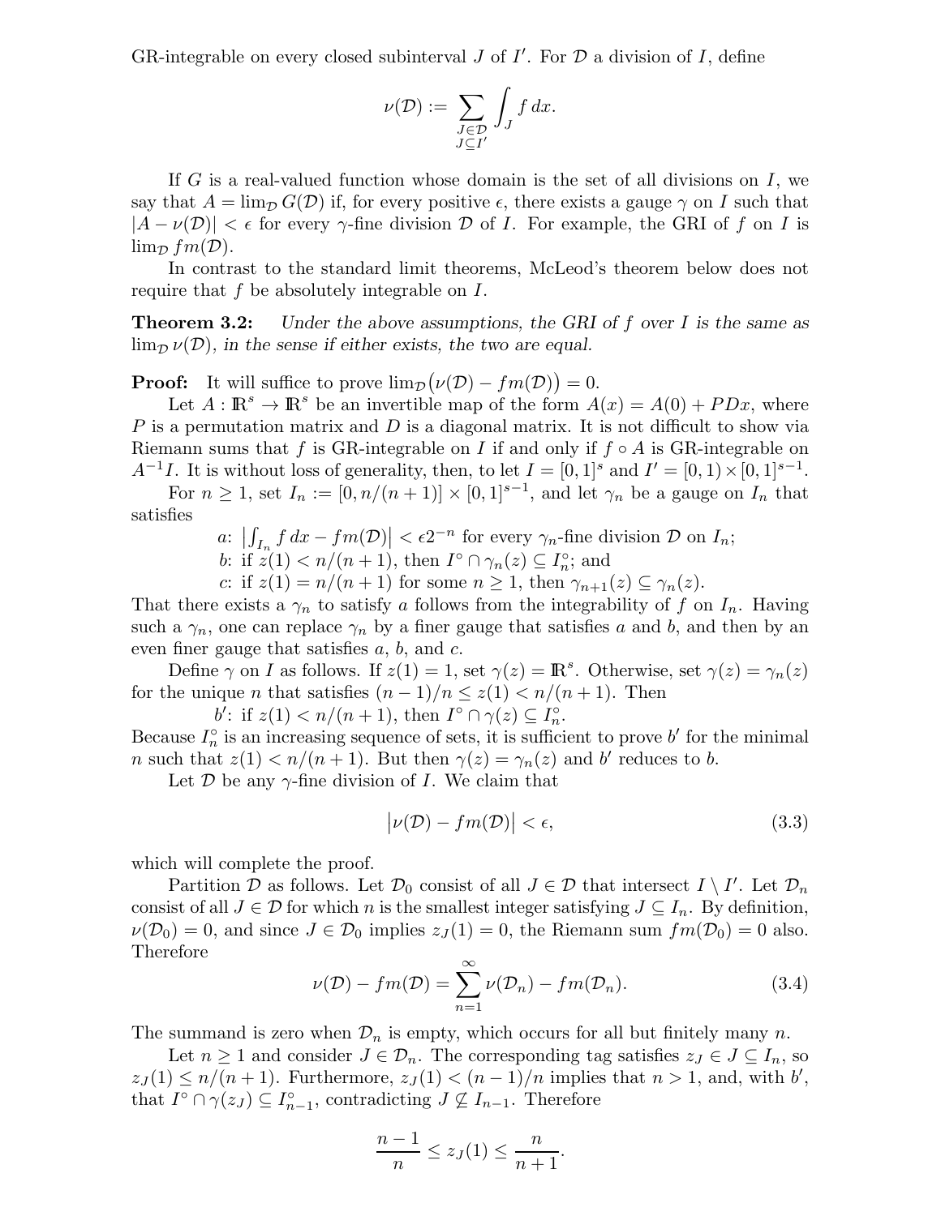GR-integrable on every closed subinterval $J$ of $I'$. For $\mathcal{D}$ a division of $I$, define

$$\nu(\mathcal{D}) := \sum_{\substack{J \in \mathcal{D} \\ J \subseteq I'}} \int_J f\, dx.$$

If $G$ is a real-valued function whose domain is the set of all divisions on $I$, we say that $A = \lim_{\mathcal{D}} G(\mathcal{D})$ if, for every positive $\epsilon$, there exists a gauge $\gamma$ on $I$ such that $|A - \nu(\mathcal{D})| < \epsilon$ for every $\gamma$-fine division $\mathcal{D}$ of $I$. For example, the GRI of $f$ on $I$ is $\lim_{\mathcal{D}} fm(\mathcal{D})$.

In contrast to the standard limit theorems, McLeod's theorem below does not require that $f$ be absolutely integrable on $I$.

**Theorem 3.2:** *Under the above assumptions, the GRI of $f$ over $I$ is the same as $\lim_{\mathcal{D}} \nu(\mathcal{D})$, in the sense if either exists, the two are equal.*

**Proof:** It will suffice to prove $\lim_{\mathcal{D}}\big(\nu(\mathcal{D}) - fm(\mathcal{D})\big) = 0$.

Let $A : \mathbb{R}^s \to \mathbb{R}^s$ be an invertible map of the form $A(x) = A(0) + PDx$, where $P$ is a permutation matrix and $D$ is a diagonal matrix. It is not difficult to show via Riemann sums that $f$ is GR-integrable on $I$ if and only if $f \circ A$ is GR-integrable on $A^{-1}I$. It is without loss of generality, then, to let $I = [0,1]^s$ and $I' = [0,1) \times [0,1]^{s-1}$.

For $n \geq 1$, set $I_n := [0, n/(n+1)] \times [0,1]^{s-1}$, and let $\gamma_n$ be a gauge on $I_n$ that satisfies

- $a$: $\left|\int_{I_n} f\, dx - fm(\mathcal{D})\right| < \epsilon 2^{-n}$ for every $\gamma_n$-fine division $\mathcal{D}$ on $I_n$;
- $b$: if $z(1) < n/(n+1)$, then $I^\circ \cap \gamma_n(z) \subseteq I_n^\circ$; and
- $c$: if $z(1) = n/(n+1)$ for some $n \geq 1$, then $\gamma_{n+1}(z) \subseteq \gamma_n(z)$.

That there exists a $\gamma_n$ to satisfy $a$ follows from the integrability of $f$ on $I_n$. Having such a $\gamma_n$, one can replace $\gamma_n$ by a finer gauge that satisfies $a$ and $b$, and then by an even finer gauge that satisfies $a$, $b$, and $c$.

Define $\gamma$ on $I$ as follows. If $z(1) = 1$, set $\gamma(z) = \mathbb{R}^s$. Otherwise, set $\gamma(z) = \gamma_n(z)$ for the unique $n$ that satisfies $(n-1)/n \leq z(1) < n/(n+1)$. Then

- $b'$: if $z(1) < n/(n+1)$, then $I^\circ \cap \gamma(z) \subseteq I_n^\circ$.

Because $I_n^\circ$ is an increasing sequence of sets, it is sufficient to prove $b'$ for the minimal $n$ such that $z(1) < n/(n+1)$. But then $\gamma(z) = \gamma_n(z)$ and $b'$ reduces to $b$.

Let $\mathcal{D}$ be any $\gamma$-fine division of $I$. We claim that

$$\big|\nu(\mathcal{D}) - fm(\mathcal{D})\big| < \epsilon, \tag{3.3}$$

which will complete the proof.

Partition $\mathcal{D}$ as follows. Let $\mathcal{D}_0$ consist of all $J \in \mathcal{D}$ that intersect $I \setminus I'$. Let $\mathcal{D}_n$ consist of all $J \in \mathcal{D}$ for which $n$ is the smallest integer satisfying $J \subseteq I_n$. By definition, $\nu(\mathcal{D}_0) = 0$, and since $J \in \mathcal{D}_0$ implies $z_J(1) = 0$, the Riemann sum $fm(\mathcal{D}_0) = 0$ also. Therefore

$$\nu(\mathcal{D}) - fm(\mathcal{D}) = \sum_{n=1}^{\infty} \nu(\mathcal{D}_n) - fm(\mathcal{D}_n). \tag{3.4}$$

The summand is zero when $\mathcal{D}_n$ is empty, which occurs for all but finitely many $n$.

Let $n \geq 1$ and consider $J \in \mathcal{D}_n$. The corresponding tag satisfies $z_J \in J \subseteq I_n$, so $z_J(1) \leq n/(n+1)$. Furthermore, $z_J(1) < (n-1)/n$ implies that $n > 1$, and, with $b'$, that $I^\circ \cap \gamma(z_J) \subseteq I_{n-1}^\circ$, contradicting $J \not\subseteq I_{n-1}$. Therefore

$$\frac{n-1}{n} \leq z_J(1) \leq \frac{n}{n+1}.$$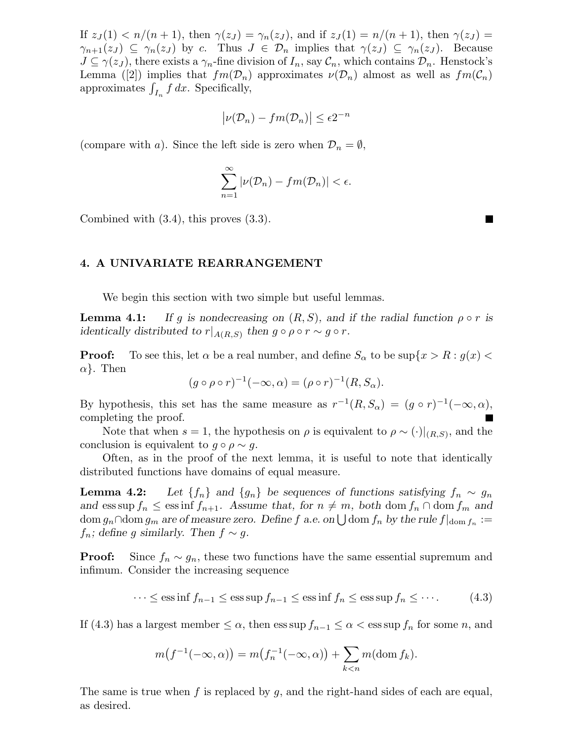If $z_J(1) < n/(n+1)$, then $\gamma(z_J) = \gamma_n(z_J)$, and if $z_J(1) = n/(n+1)$, then $\gamma(z_J) = \gamma_{n+1}(z_J) \subseteq \gamma_n(z_J)$ by $c$. Thus $J \in \mathcal{D}_n$ implies that $\gamma(z_J) \subseteq \gamma_n(z_J)$. Because $J \subseteq \gamma(z_J)$, there exists a $\gamma_n$-fine division of $I_n$, say $\mathcal{C}_n$, which contains $\mathcal{D}_n$. Henstock's Lemma ([2]) implies that $fm(\mathcal{D}_n)$ approximates $\nu(\mathcal{D}_n)$ almost as well as $fm(\mathcal{C}_n)$ approximates $\int_{I_n} f\,dx$. Specifically,

$$\left|\nu(\mathcal{D}_n) - fm(\mathcal{D}_n)\right| \leq \epsilon 2^{-n}$$

(compare with $a$). Since the left side is zero when $\mathcal{D}_n = \emptyset$,

$$\sum_{n=1}^{\infty} |\nu(\mathcal{D}_n) - fm(\mathcal{D}_n)| < \epsilon.$$

Combined with (3.4), this proves (3.3). ∎

## 4. A UNIVARIATE REARRANGEMENT

We begin this section with two simple but useful lemmas.

**Lemma 4.1:** *If $g$ is nondecreasing on $(R, S)$, and if the radial function $\rho \circ r$ is identically distributed to $r|_{A(R,S)}$ then $g \circ \rho \circ r \sim g \circ r$.*

**Proof:** To see this, let $\alpha$ be a real number, and define $S_\alpha$ to be $\sup\{x > R : g(x) < \alpha\}$. Then

$$(g \circ \rho \circ r)^{-1}(-\infty, \alpha) = (\rho \circ r)^{-1}(R, S_\alpha).$$

By hypothesis, this set has the same measure as $r^{-1}(R, S_\alpha) = (g \circ r)^{-1}(-\infty, \alpha)$, completing the proof. ∎

Note that when $s = 1$, the hypothesis on $\rho$ is equivalent to $\rho \sim (\cdot)|_{(R,S)}$, and the conclusion is equivalent to $g \circ \rho \sim g$.

Often, as in the proof of the next lemma, it is useful to note that identically distributed functions have domains of equal measure.

**Lemma 4.2:** *Let $\{f_n\}$ and $\{g_n\}$ be sequences of functions satisfying $f_n \sim g_n$ and $\operatorname{ess\,sup} f_n \leq \operatorname{ess\,inf} f_{n+1}$. Assume that, for $n \neq m$, both $\operatorname{dom} f_n \cap \operatorname{dom} f_m$ and $\operatorname{dom} g_n \cap \operatorname{dom} g_m$ are of measure zero. Define $f$ a.e. on $\bigcup \operatorname{dom} f_n$ by the rule $f|_{\operatorname{dom} f_n} := f_n$; define $g$ similarly. Then $f \sim g$.*

**Proof:** Since $f_n \sim g_n$, these two functions have the same essential supremum and infimum. Consider the increasing sequence

$$\cdots \leq \operatorname{ess\,inf} f_{n-1} \leq \operatorname{ess\,sup} f_{n-1} \leq \operatorname{ess\,inf} f_n \leq \operatorname{ess\,sup} f_n \leq \cdots. \tag{4.3}$$

If (4.3) has a largest member $\leq \alpha$, then $\operatorname{ess\,sup} f_{n-1} \leq \alpha < \operatorname{ess\,sup} f_n$ for some $n$, and

$$m\big(f^{-1}(-\infty, \alpha)\big) = m\big(f_n^{-1}(-\infty, \alpha)\big) + \sum_{k<n} m(\operatorname{dom} f_k).$$

The same is true when $f$ is replaced by $g$, and the right-hand sides of each are equal, as desired.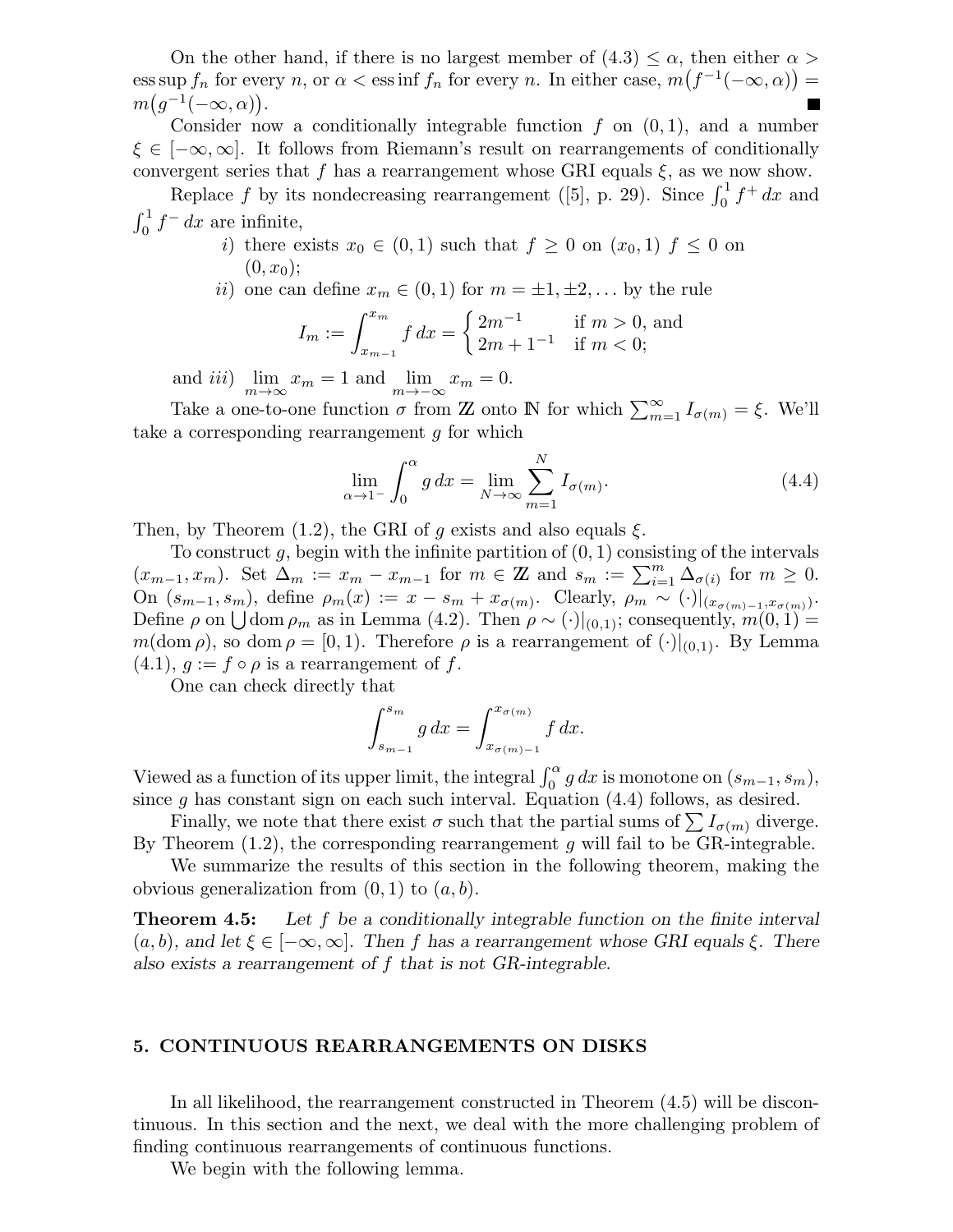On the other hand, if there is no largest member of (4.3) $\leq \alpha$, then either $\alpha > \operatorname{ess\,sup} f_n$ for every $n$, or $\alpha < \operatorname{ess\,inf} f_n$ for every $n$. In either case, $m\big(f^{-1}(-\infty, \alpha)\big) = m\big(g^{-1}(-\infty, \alpha)\big)$. ∎

Consider now a conditionally integrable function $f$ on $(0,1)$, and a number $\xi \in [-\infty, \infty]$. It follows from Riemann's result on rearrangements of conditionally convergent series that $f$ has a rearrangement whose GRI equals $\xi$, as we now show.

Replace $f$ by its nondecreasing rearrangement ([5], p. 29). Since $\int_0^1 f^+\,dx$ and $\int_0^1 f^-\,dx$ are infinite,

- *i)* there exists $x_0 \in (0,1)$ such that $f \geq 0$ on $(x_0, 1)$ $f \leq 0$ on $(0, x_0)$;
- *ii)* one can define $x_m \in (0,1)$ for $m = \pm 1, \pm 2, \ldots$ by the rule

$$I_m := \int_{x_{m-1}}^{x_m} f\,dx = \begin{cases} 2m^{-1} & \text{if } m > 0, \text{ and} \\ 2m + 1^{-1} & \text{if } m < 0; \end{cases}$$

and *iii)* $\lim\limits_{m\to\infty} x_m = 1$ and $\lim\limits_{m\to-\infty} x_m = 0$.

Take a one-to-one function $\sigma$ from $\mathbb{Z}$ onto $\mathbb{N}$ for which $\sum_{m=1}^{\infty} I_{\sigma(m)} = \xi$. We'll take a corresponding rearrangement $g$ for which

$$\lim_{\alpha\to 1^-} \int_0^{\alpha} g\,dx = \lim_{N\to\infty} \sum_{m=1}^{N} I_{\sigma(m)}. \tag{4.4}$$

Then, by Theorem (1.2), the GRI of $g$ exists and also equals $\xi$.

To construct $g$, begin with the infinite partition of $(0,1)$ consisting of the intervals $(x_{m-1}, x_m)$. Set $\Delta_m := x_m - x_{m-1}$ for $m \in \mathbb{Z}$ and $s_m := \sum_{i=1}^{m} \Delta_{\sigma(i)}$ for $m \geq 0$. On $(s_{m-1}, s_m)$, define $\rho_m(x) := x - s_m + x_{\sigma(m)}$. Clearly, $\rho_m \sim (\cdot)|_{(x_{\sigma(m)-1}, x_{\sigma(m)})}$. Define $\rho$ on $\bigcup \operatorname{dom} \rho_m$ as in Lemma (4.2). Then $\rho \sim (\cdot)|_{(0,1)}$; consequently, $m(0,1) = m(\operatorname{dom} \rho)$, so $\operatorname{dom} \rho = [0,1)$. Therefore $\rho$ is a rearrangement of $(\cdot)|_{(0,1)}$. By Lemma (4.1), $g := f \circ \rho$ is a rearrangement of $f$.

One can check directly that

$$\int_{s_{m-1}}^{s_m} g\,dx = \int_{x_{\sigma(m)-1}}^{x_{\sigma(m)}} f\,dx.$$

Viewed as a function of its upper limit, the integral $\int_0^{\alpha} g\,dx$ is monotone on $(s_{m-1}, s_m)$, since $g$ has constant sign on each such interval. Equation (4.4) follows, as desired.

Finally, we note that there exist $\sigma$ such that the partial sums of $\sum I_{\sigma(m)}$ diverge. By Theorem (1.2), the corresponding rearrangement $g$ will fail to be GR-integrable.

We summarize the results of this section in the following theorem, making the obvious generalization from $(0,1)$ to $(a,b)$.

**Theorem 4.5:** *Let $f$ be a conditionally integrable function on the finite interval $(a,b)$, and let $\xi \in [-\infty, \infty]$. Then $f$ has a rearrangement whose GRI equals $\xi$. There also exists a rearrangement of $f$ that is not GR-integrable.*

## 5. CONTINUOUS REARRANGEMENTS ON DISKS

In all likelihood, the rearrangement constructed in Theorem (4.5) will be discontinuous. In this section and the next, we deal with the more challenging problem of finding continuous rearrangements of continuous functions.

We begin with the following lemma.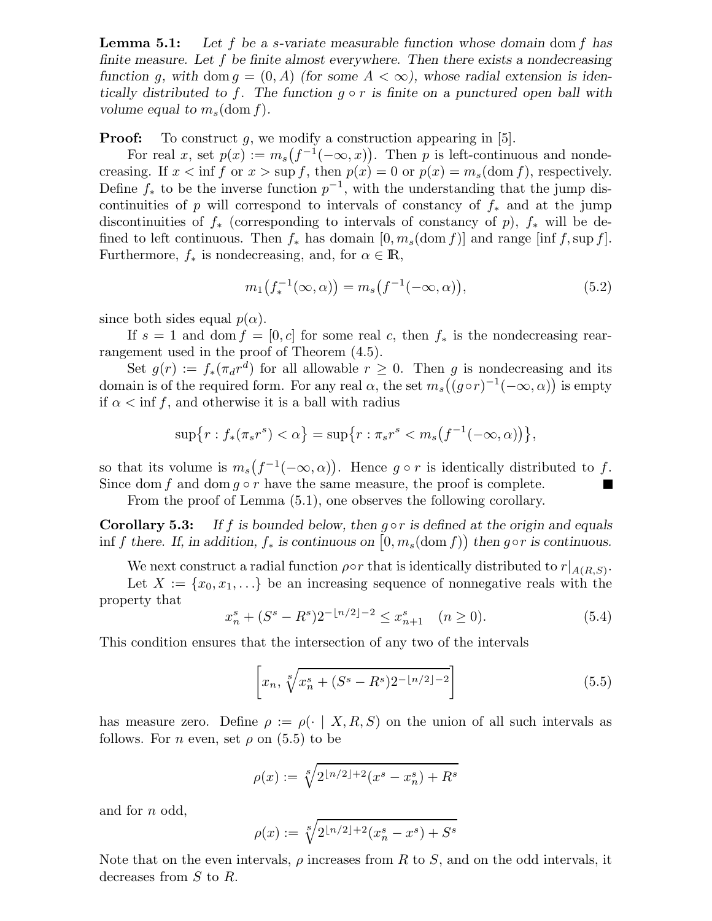**Lemma 5.1:** *Let $f$ be a $s$-variate measurable function whose domain* $\operatorname{dom} f$ *has finite measure. Let $f$ be finite almost everywhere. Then there exists a nondecreasing function $g$, with* $\operatorname{dom} g = (0, A)$ *(for some $A < \infty$), whose radial extension is identically distributed to $f$. The function $g \circ r$ is finite on a punctured open ball with volume equal to $m_s(\operatorname{dom} f)$.*

**Proof:** To construct $g$, we modify a construction appearing in [5].

For real $x$, set $p(x) := m_s\big(f^{-1}(-\infty, x)\big)$. Then $p$ is left-continuous and nondecreasing. If $x < \inf f$ or $x > \sup f$, then $p(x) = 0$ or $p(x) = m_s(\operatorname{dom} f)$, respectively. Define $f_*$ to be the inverse function $p^{-1}$, with the understanding that the jump discontinuities of $p$ will correspond to intervals of constancy of $f_*$ and at the jump discontinuities of $f_*$ (corresponding to intervals of constancy of $p$), $f_*$ will be defined to left continuous. Then $f_*$ has domain $[0, m_s(\operatorname{dom} f)]$ and range $[\inf f, \sup f]$. Furthermore, $f_*$ is nondecreasing, and, for $\alpha \in \mathbb{R}$,

$$m_1\big(f_*^{-1}(\infty, \alpha)\big) = m_s\big(f^{-1}(-\infty, \alpha)\big), \tag{5.2}$$

since both sides equal $p(\alpha)$.

If $s = 1$ and $\operatorname{dom} f = [0, c]$ for some real $c$, then $f_*$ is the nondecreasing rearrangement used in the proof of Theorem (4.5).

Set $g(r) := f_*(\pi_d r^d)$ for all allowable $r \geq 0$. Then $g$ is nondecreasing and its domain is of the required form. For any real $\alpha$, the set $m_s\big((g \circ r)^{-1}(-\infty, \alpha)\big)$ is empty if $\alpha < \inf f$, and otherwise it is a ball with radius

$$\sup\{r : f_*(\pi_s r^s) < \alpha\} = \sup\{r : \pi_s r^s < m_s\big(f^{-1}(-\infty, \alpha)\big)\},$$

so that its volume is $m_s\big(f^{-1}(-\infty, \alpha)\big)$. Hence $g \circ r$ is identically distributed to $f$. Since $\operatorname{dom} f$ and $\operatorname{dom} g \circ r$ have the same measure, the proof is complete. ■

From the proof of Lemma (5.1), one observes the following corollary.

**Corollary 5.3:** *If $f$ is bounded below, then $g \circ r$ is defined at the origin and equals* $\inf f$ *there. If, in addition, $f_*$ is continuous on* $\big[0, m_s(\operatorname{dom} f)\big)$ *then $g \circ r$ is continuous.*

We next construct a radial function $\rho \circ r$ that is identically distributed to $r|_{A(R,S)}$.

Let $X := \{x_0, x_1, \ldots\}$ be an increasing sequence of nonnegative reals with the property that

$$x_n^s + (S^s - R^s)2^{-\lfloor n/2 \rfloor - 2} \leq x_{n+1}^s \quad (n \geq 0). \tag{5.4}$$

This condition ensures that the intersection of any two of the intervals

$$\left[x_n, \sqrt[s]{x_n^s + (S^s - R^s)2^{-\lfloor n/2 \rfloor - 2}}\right] \tag{5.5}$$

has measure zero. Define $\rho := \rho(\cdot \mid X, R, S)$ on the union of all such intervals as follows. For $n$ even, set $\rho$ on (5.5) to be

$$\rho(x) := \sqrt[s]{2^{\lfloor n/2 \rfloor + 2}(x^s - x_n^s) + R^s}$$

and for $n$ odd,

$$\rho(x) := \sqrt[s]{2^{\lfloor n/2 \rfloor + 2}(x_n^s - x^s) + S^s}$$

Note that on the even intervals, $\rho$ increases from $R$ to $S$, and on the odd intervals, it decreases from $S$ to $R$.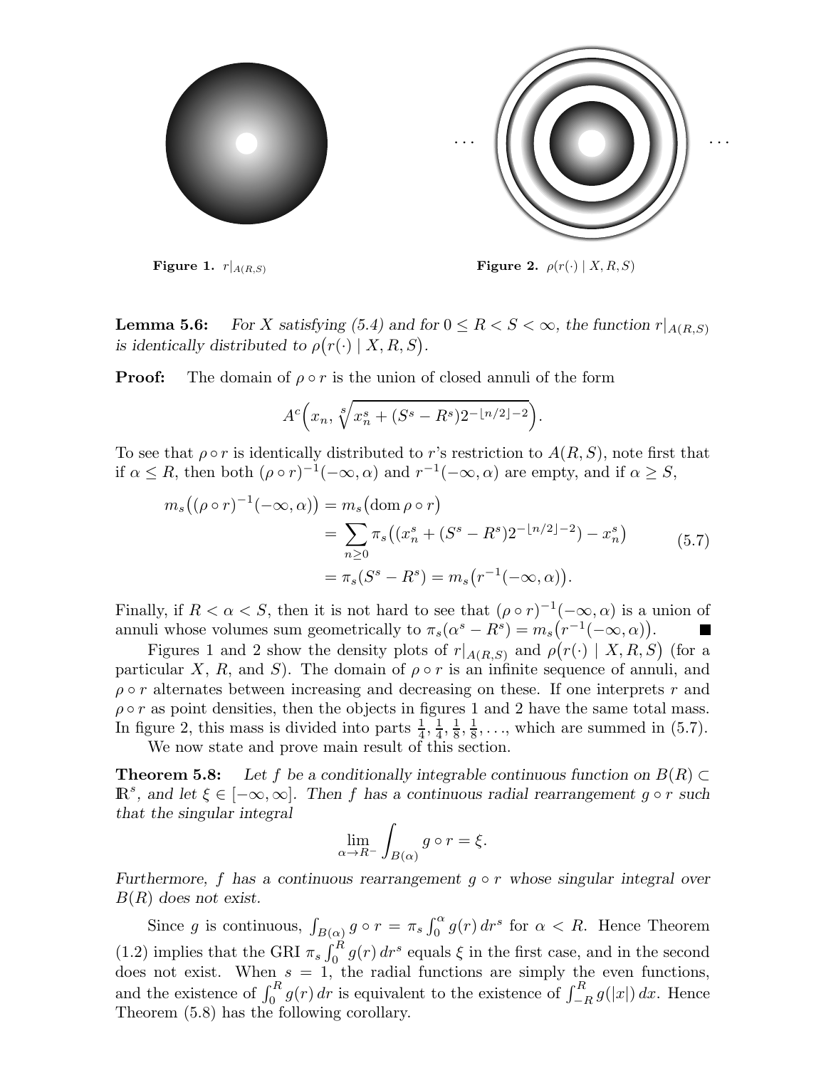Figure 1. $r|_{A(R,S)}$

Figure 2. $\rho(r(\cdot) \mid X, R, S)$

**Lemma 5.6:** *For $X$ satisfying (5.4) and for $0 \le R < S < \infty$, the function $r|_{A(R,S)}$ is identically distributed to $\rho\big(r(\cdot) \mid X, R, S\big)$.*

**Proof:** The domain of $\rho \circ r$ is the union of closed annuli of the form

$$A^c\Big(x_n, \sqrt[s]{x_n^s + (S^s - R^s)2^{-\lfloor n/2 \rfloor - 2}}\Big).$$

To see that $\rho \circ r$ is identically distributed to $r$'s restriction to $A(R,S)$, note first that if $\alpha \le R$, then both $(\rho \circ r)^{-1}(-\infty, \alpha)$ and $r^{-1}(-\infty, \alpha)$ are empty, and if $\alpha \ge S$,

$$\begin{aligned} m_s\big((\rho \circ r)^{-1}(-\infty, \alpha)\big) &= m_s\big(\operatorname{dom} \rho \circ r\big) \\ &= \sum_{n \ge 0} \pi_s\big((x_n^s + (S^s - R^s)2^{-\lfloor n/2 \rfloor - 2}) - x_n^s\big) \\ &= \pi_s(S^s - R^s) = m_s\big(r^{-1}(-\infty, \alpha)\big). \end{aligned} \tag{5.7}$$

Finally, if $R < \alpha < S$, then it is not hard to see that $(\rho \circ r)^{-1}(-\infty, \alpha)$ is a union of annuli whose volumes sum geometrically to $\pi_s(\alpha^s - R^s) = m_s\big(r^{-1}(-\infty, \alpha)\big)$. ■

Figures 1 and 2 show the density plots of $r|_{A(R,S)}$ and $\rho\big(r(\cdot) \mid X, R, S\big)$ (for a particular $X$, $R$, and $S$). The domain of $\rho \circ r$ is an infinite sequence of annuli, and $\rho \circ r$ alternates between increasing and decreasing on these. If one interprets $r$ and $\rho \circ r$ as point densities, then the objects in figures 1 and 2 have the same total mass. In figure 2, this mass is divided into parts $\frac{1}{4}, \frac{1}{4}, \frac{1}{8}, \frac{1}{8}, \ldots$, which are summed in (5.7).

We now state and prove main result of this section.

**Theorem 5.8:** *Let $f$ be a conditionally integrable continuous function on $B(R) \subset \mathbb{R}^s$, and let $\xi \in [-\infty, \infty]$. Then $f$ has a continuous radial rearrangement $g \circ r$ such that the singular integral*

$$\lim_{\alpha \to R^-} \int_{B(\alpha)} g \circ r = \xi.$$

*Furthermore, $f$ has a continuous rearrangement $g \circ r$ whose singular integral over $B(R)$ does not exist.*

Since $g$ is continuous, $\int_{B(\alpha)} g \circ r = \pi_s \int_0^\alpha g(r)\, dr^s$ for $\alpha < R$. Hence Theorem (1.2) implies that the GRI $\pi_s \int_0^R g(r)\, dr^s$ equals $\xi$ in the first case, and in the second does not exist. When $s = 1$, the radial functions are simply the even functions, and the existence of $\int_0^R g(r)\, dr$ is equivalent to the existence of $\int_{-R}^R g(|x|)\, dx$. Hence Theorem (5.8) has the following corollary.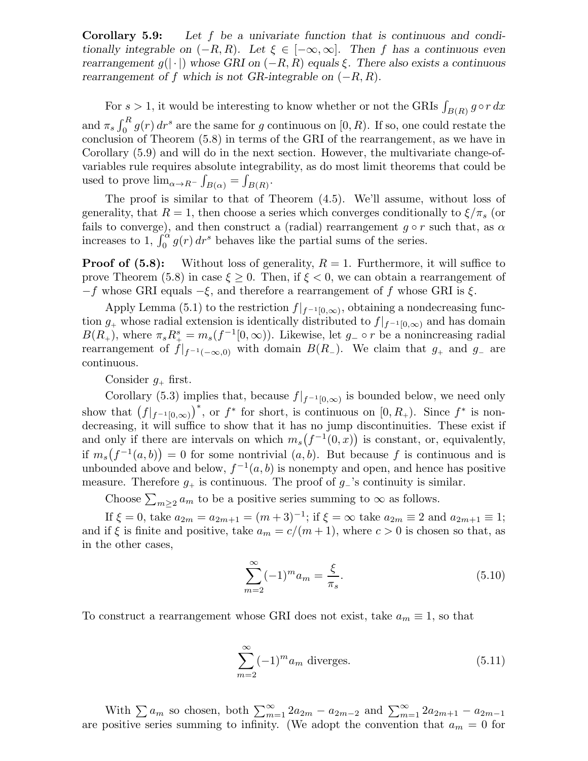**Corollary 5.9:** *Let $f$ be a univariate function that is continuous and conditionally integrable on $(-R, R)$. Let $\xi \in [-\infty, \infty]$. Then $f$ has a continuous even rearrangement $g(|\cdot|)$ whose GRI on $(-R, R)$ equals $\xi$. There also exists a continuous rearrangement of $f$ which is not GR-integrable on $(-R, R)$.*

For $s > 1$, it would be interesting to know whether or not the GRIs $\int_{B(R)} g \circ r \, dx$ and $\pi_s \int_0^R g(r) \, dr^s$ are the same for $g$ continuous on $[0, R)$. If so, one could restate the conclusion of Theorem (5.8) in terms of the GRI of the rearrangement, as we have in Corollary (5.9) and will do in the next section. However, the multivariate change-of-variables rule requires absolute integrability, as do most limit theorems that could be used to prove $\lim_{\alpha \to R^-} \int_{B(\alpha)} = \int_{B(R)}$.

The proof is similar to that of Theorem (4.5). We'll assume, without loss of generality, that $R = 1$, then choose a series which converges conditionally to $\xi/\pi_s$ (or fails to converge), and then construct a (radial) rearrangement $g \circ r$ such that, as $\alpha$ increases to 1, $\int_0^\alpha g(r) \, dr^s$ behaves like the partial sums of the series.

**Proof of (5.8):** Without loss of generality, $R = 1$. Furthermore, it will suffice to prove Theorem (5.8) in case $\xi \geq 0$. Then, if $\xi < 0$, we can obtain a rearrangement of $-f$ whose GRI equals $-\xi$, and therefore a rearrangement of $f$ whose GRI is $\xi$.

Apply Lemma (5.1) to the restriction $f|_{f^{-1}[0,\infty)}$, obtaining a nondecreasing function $g_+$ whose radial extension is identically distributed to $f|_{f^{-1}[0,\infty)}$ and has domain $B(R_+)$, where $\pi_s R_+^s = m_s(f^{-1}[0, \infty))$. Likewise, let $g_- \circ r$ be a nonincreasing radial rearrangement of $f|_{f^{-1}(-\infty,0)}$ with domain $B(R_-)$. We claim that $g_+$ and $g_-$ are continuous.

Consider $g_+$ first.

Corollary (5.3) implies that, because $f|_{f^{-1}[0,\infty)}$ is bounded below, we need only show that $\left(f|_{f^{-1}[0,\infty)}\right)^*$, or $f^*$ for short, is continuous on $[0, R_+)$. Since $f^*$ is nondecreasing, it will suffice to show that it has no jump discontinuities. These exist if and only if there are intervals on which $m_s\big(f^{-1}(0, x)\big)$ is constant, or, equivalently, if $m_s\big(f^{-1}(a, b)\big) = 0$ for some nontrivial $(a, b)$. But because $f$ is continuous and is unbounded above and below, $f^{-1}(a, b)$ is nonempty and open, and hence has positive measure. Therefore $g_+$ is continuous. The proof of $g_-$'s continuity is similar.

Choose $\sum_{m \geq 2} a_m$ to be a positive series summing to $\infty$ as follows.

If $\xi = 0$, take $a_{2m} = a_{2m+1} = (m+3)^{-1}$; if $\xi = \infty$ take $a_{2m} \equiv 2$ and $a_{2m+1} \equiv 1$; and if $\xi$ is finite and positive, take $a_m = c/(m+1)$, where $c > 0$ is chosen so that, as in the other cases,

$$\sum_{m=2}^{\infty} (-1)^m a_m = \frac{\xi}{\pi_s}. \tag{5.10}$$

To construct a rearrangement whose GRI does not exist, take $a_m \equiv 1$, so that

$$\sum_{m=2}^{\infty} (-1)^m a_m \text{ diverges.} \tag{5.11}$$

With $\sum a_m$ so chosen, both $\sum_{m=1}^{\infty} 2a_{2m} - a_{2m-2}$ and $\sum_{m=1}^{\infty} 2a_{2m+1} - a_{2m-1}$ are positive series summing to infinity. (We adopt the convention that $a_m = 0$ for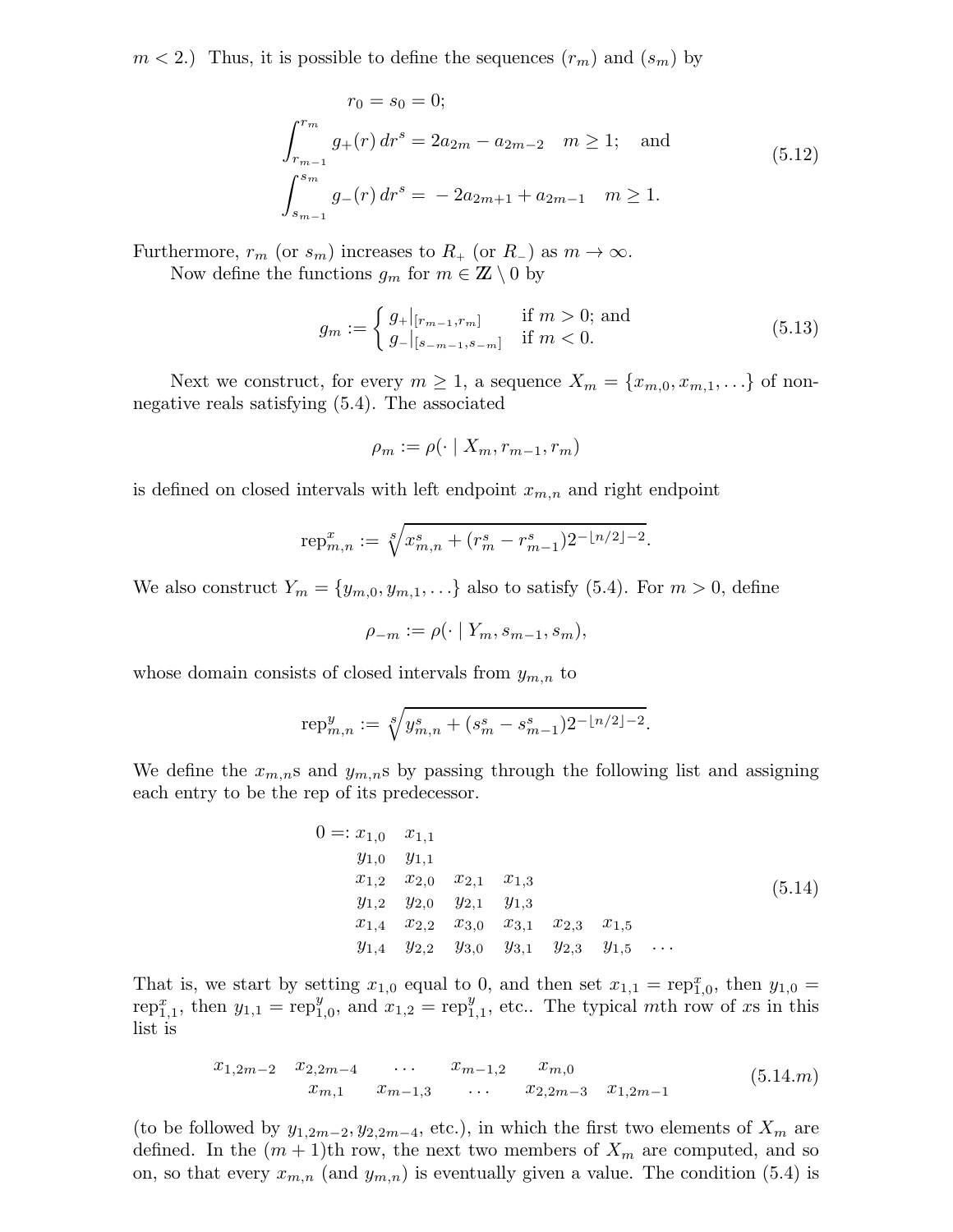$m < 2$.) Thus, it is possible to define the sequences $(r_m)$ and $(s_m)$ by

$$
\begin{aligned}
&r_0 = s_0 = 0; \\
&\int_{r_{m-1}}^{r_m} g_+(r)\, dr^s = 2a_{2m} - a_{2m-2} \quad m \geq 1; \quad \text{and} \\
&\int_{s_{m-1}}^{s_m} g_-(r)\, dr^s = -2a_{2m+1} + a_{2m-1} \quad m \geq 1.
\end{aligned}
\tag{5.12}
$$

Furthermore, $r_m$ (or $s_m$) increases to $R_+$ (or $R_-$) as $m \to \infty$.

Now define the functions $g_m$ for $m \in \mathbb{Z} \setminus 0$ by

$$
g_m := \begin{cases} g_+|_{[r_{m-1}, r_m]} & \text{if } m > 0; \text{ and} \\ g_-|_{[s_{-m-1}, s_{-m}]} & \text{if } m < 0. \end{cases}
\tag{5.13}
$$

Next we construct, for every $m \geq 1$, a sequence $X_m = \{x_{m,0}, x_{m,1}, \ldots\}$ of non-negative reals satisfying (5.4). The associated

$$
\rho_m := \rho(\cdot \mid X_m, r_{m-1}, r_m)
$$

is defined on closed intervals with left endpoint $x_{m,n}$ and right endpoint

$$
\mathrm{rep}^x_{m,n} := \sqrt[s]{x^s_{m,n} + (r^s_m - r^s_{m-1})2^{-\lfloor n/2 \rfloor - 2}}.
$$

We also construct $Y_m = \{y_{m,0}, y_{m,1}, \ldots\}$ also to satisfy (5.4). For $m > 0$, define

$$
\rho_{-m} := \rho(\cdot \mid Y_m, s_{m-1}, s_m),
$$

whose domain consists of closed intervals from $y_{m,n}$ to

$$
\mathrm{rep}^y_{m,n} := \sqrt[s]{y^s_{m,n} + (s^s_m - s^s_{m-1})2^{-\lfloor n/2 \rfloor - 2}}.
$$

We define the $x_{m,n}$s and $y_{m,n}$s by passing through the following list and assigning each entry to be the rep of its predecessor.

$$
\begin{array}{llllll}
0 =: x_{1,0} & x_{1,1} & & & & \\
y_{1,0} & y_{1,1} & & & & \\
x_{1,2} & x_{2,0} & x_{2,1} & x_{1,3} & & \\
y_{1,2} & y_{2,0} & y_{2,1} & y_{1,3} & & \\
x_{1,4} & x_{2,2} & x_{3,0} & x_{3,1} & x_{2,3} & x_{1,5} \\
y_{1,4} & y_{2,2} & y_{3,0} & y_{3,1} & y_{2,3} & y_{1,5} \quad \cdots
\end{array}
\tag{5.14}
$$

That is, we start by setting $x_{1,0}$ equal to 0, and then set $x_{1,1} = \mathrm{rep}^x_{1,0}$, then $y_{1,0} = \mathrm{rep}^x_{1,1}$, then $y_{1,1} = \mathrm{rep}^y_{1,0}$, and $x_{1,2} = \mathrm{rep}^y_{1,1}$, etc.. The typical $m$th row of $x$s in this list is

$$
\begin{array}{ccccc}
x_{1,2m-2} \quad x_{2,2m-4} & \cdots & x_{m-1,2} & x_{m,0} & \\
x_{m,1} & x_{m-1,3} & \cdots & x_{2,2m-3} & x_{1,2m-1}
\end{array}
\tag{5.14.m}
$$

(to be followed by $y_{1,2m-2}, y_{2,2m-4}$, etc.), in which the first two elements of $X_m$ are defined. In the $(m+1)$th row, the next two members of $X_m$ are computed, and so on, so that every $x_{m,n}$ (and $y_{m,n}$) is eventually given a value. The condition (5.4) is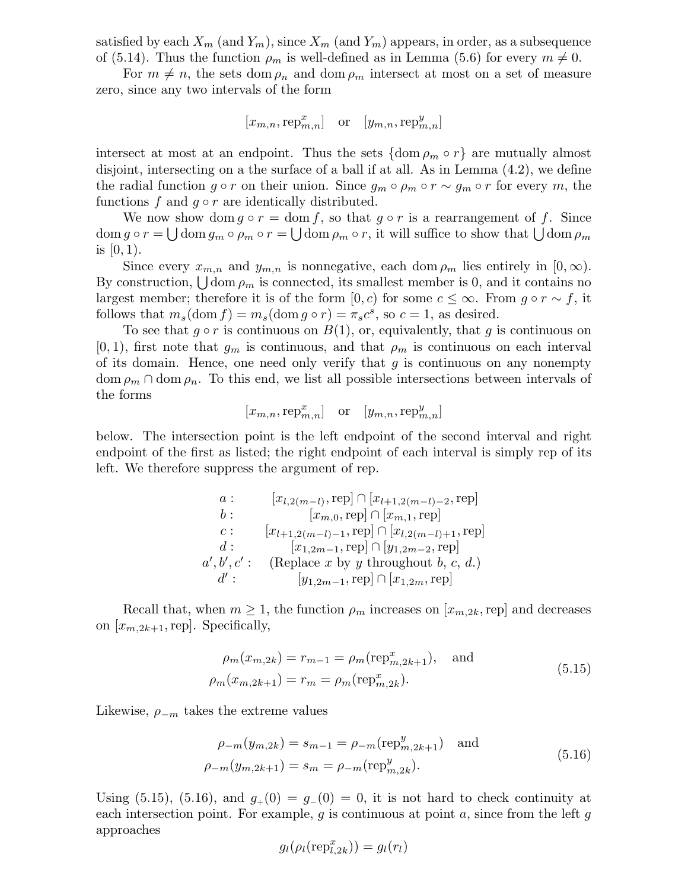satisfied by each $X_m$ (and $Y_m$), since $X_m$ (and $Y_m$) appears, in order, as a subsequence of (5.14). Thus the function $\rho_m$ is well-defined as in Lemma (5.6) for every $m \neq 0$.

For $m \neq n$, the sets $\operatorname{dom} \rho_n$ and $\operatorname{dom} \rho_m$ intersect at most on a set of measure zero, since any two intervals of the form

$$[x_{m,n}, \operatorname{rep}^x_{m,n}] \quad \text{or} \quad [y_{m,n}, \operatorname{rep}^y_{m,n}]$$

intersect at most at an endpoint. Thus the sets $\{\operatorname{dom} \rho_m \circ r\}$ are mutually almost disjoint, intersecting on a the surface of a ball if at all. As in Lemma (4.2), we define the radial function $g \circ r$ on their union. Since $g_m \circ \rho_m \circ r \sim g_m \circ r$ for every $m$, the functions $f$ and $g \circ r$ are identically distributed.

We now show $\operatorname{dom} g \circ r = \operatorname{dom} f$, so that $g \circ r$ is a rearrangement of $f$. Since $\operatorname{dom} g \circ r = \bigcup \operatorname{dom} g_m \circ \rho_m \circ r = \bigcup \operatorname{dom} \rho_m \circ r$, it will suffice to show that $\bigcup \operatorname{dom} \rho_m$ is $[0, 1)$.

Since every $x_{m,n}$ and $y_{m,n}$ is nonnegative, each $\operatorname{dom} \rho_m$ lies entirely in $[0, \infty)$. By construction, $\bigcup \operatorname{dom} \rho_m$ is connected, its smallest member is 0, and it contains no largest member; therefore it is of the form $[0, c)$ for some $c \leq \infty$. From $g \circ r \sim f$, it follows that $m_s(\operatorname{dom} f) = m_s(\operatorname{dom} g \circ r) = \pi_s c^s$, so $c = 1$, as desired.

To see that $g \circ r$ is continuous on $B(1)$, or, equivalently, that $g$ is continuous on $[0, 1)$, first note that $g_m$ is continuous, and that $\rho_m$ is continuous on each interval of its domain. Hence, one need only verify that $g$ is continuous on any nonempty $\operatorname{dom} \rho_m \cap \operatorname{dom} \rho_n$. To this end, we list all possible intersections between intervals of the forms

$$[x_{m,n}, \operatorname{rep}^x_{m,n}] \quad \text{or} \quad [y_{m,n}, \operatorname{rep}^y_{m,n}]$$

below. The intersection point is the left endpoint of the second interval and right endpoint of the first as listed; the right endpoint of each interval is simply rep of its left. We therefore suppress the argument of rep.

$$\begin{array}{rc}
a: & [x_{l,2(m-l)}, \operatorname{rep}] \cap [x_{l+1,2(m-l)-2}, \operatorname{rep}] \\
b: & [x_{m,0}, \operatorname{rep}] \cap [x_{m,1}, \operatorname{rep}] \\
c: & [x_{l+1,2(m-l)-1}, \operatorname{rep}] \cap [x_{l,2(m-l)+1}, \operatorname{rep}] \\
d: & [x_{1,2m-1}, \operatorname{rep}] \cap [y_{1,2m-2}, \operatorname{rep}] \\
a', b', c': & \text{(Replace } x \text{ by } y \text{ throughout } b,\, c,\, d.) \\
d': & [y_{1,2m-1}, \operatorname{rep}] \cap [x_{1,2m}, \operatorname{rep}]
\end{array}$$

Recall that, when $m \geq 1$, the function $\rho_m$ increases on $[x_{m,2k}, \operatorname{rep}]$ and decreases on $[x_{m,2k+1}, \operatorname{rep}]$. Specifically,

$$\begin{aligned}
\rho_m(x_{m,2k}) &= r_{m-1} = \rho_m(\operatorname{rep}^x_{m,2k+1}), \quad \text{and} \\
\rho_m(x_{m,2k+1}) &= r_m = \rho_m(\operatorname{rep}^x_{m,2k}).
\end{aligned} \tag{5.15}$$

Likewise, $\rho_{-m}$ takes the extreme values

$$\begin{aligned}
\rho_{-m}(y_{m,2k}) &= s_{m-1} = \rho_{-m}(\operatorname{rep}^y_{m,2k+1}) \quad \text{and} \\
\rho_{-m}(y_{m,2k+1}) &= s_m = \rho_{-m}(\operatorname{rep}^y_{m,2k}).
\end{aligned} \tag{5.16}$$

Using (5.15), (5.16), and $g_+(0) = g_-(0) = 0$, it is not hard to check continuity at each intersection point. For example, $g$ is continuous at point $a$, since from the left $g$ approaches

$$g_l(\rho_l(\operatorname{rep}^x_{l,2k})) = g_l(r_l)$$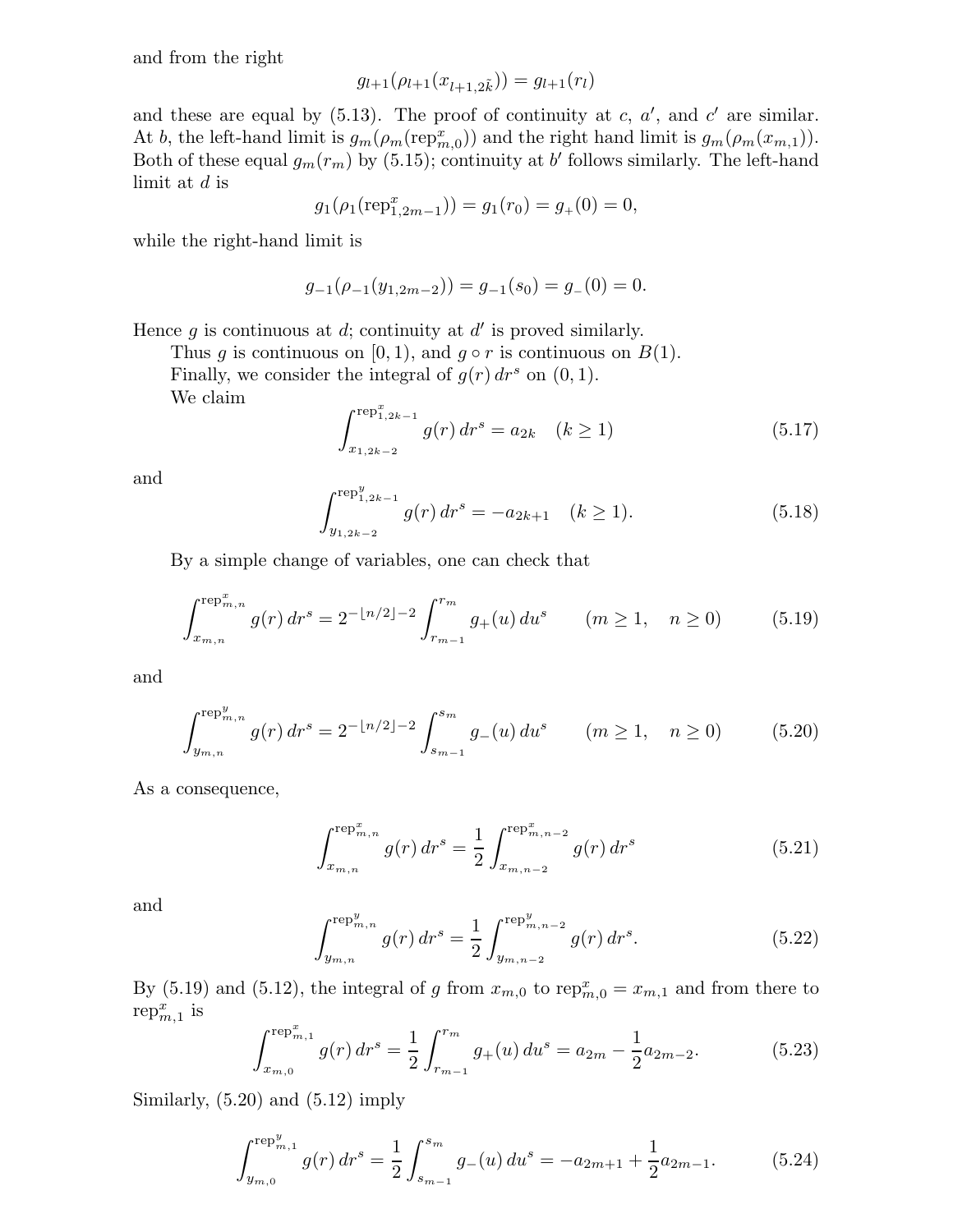and from the right

$$g_{l+1}(\rho_{l+1}(x_{l+1,2\tilde{k}})) = g_{l+1}(r_l)$$

and these are equal by (5.13). The proof of continuity at $c$, $a'$, and $c'$ are similar. At $b$, the left-hand limit is $g_m(\rho_m(\text{rep}^x_{m,0}))$ and the right hand limit is $g_m(\rho_m(x_{m,1}))$. Both of these equal $g_m(r_m)$ by (5.15); continuity at $b'$ follows similarly. The left-hand limit at $d$ is

$$g_1(\rho_1(\text{rep}^x_{1,2m-1})) = g_1(r_0) = g_+(0) = 0,$$

while the right-hand limit is

$$g_{-1}(\rho_{-1}(y_{1,2m-2})) = g_{-1}(s_0) = g_-(0) = 0.$$

Hence $g$ is continuous at $d$; continuity at $d'$ is proved similarly.

Thus $g$ is continuous on $[0, 1)$, and $g \circ r$ is continuous on $B(1)$.

Finally, we consider the integral of $g(r)\,dr^s$ on $(0, 1)$.

We claim

$$\int_{x_{1,2k-2}}^{\text{rep}^x_{1,2k-1}} g(r)\,dr^s = a_{2k} \quad (k \geq 1) \tag{5.17}$$

and

$$\int_{y_{1,2k-2}}^{\text{rep}^y_{1,2k-1}} g(r)\,dr^s = -a_{2k+1} \quad (k \geq 1). \tag{5.18}$$

By a simple change of variables, one can check that

$$\int_{x_{m,n}}^{\text{rep}^x_{m,n}} g(r)\,dr^s = 2^{-\lfloor n/2 \rfloor - 2} \int_{r_{m-1}}^{r_m} g_+(u)\,du^s \qquad (m \geq 1, \quad n \geq 0) \tag{5.19}$$

and

$$\int_{y_{m,n}}^{\text{rep}^y_{m,n}} g(r)\,dr^s = 2^{-\lfloor n/2 \rfloor - 2} \int_{s_{m-1}}^{s_m} g_-(u)\,du^s \qquad (m \geq 1, \quad n \geq 0) \tag{5.20}$$

As a consequence,

$$\int_{x_{m,n}}^{\text{rep}^x_{m,n}} g(r)\,dr^s = \frac{1}{2} \int_{x_{m,n-2}}^{\text{rep}^x_{m,n-2}} g(r)\,dr^s \tag{5.21}$$

and

$$\int_{y_{m,n}}^{\text{rep}^y_{m,n}} g(r)\,dr^s = \frac{1}{2} \int_{y_{m,n-2}}^{\text{rep}^y_{m,n-2}} g(r)\,dr^s. \tag{5.22}$$

By (5.19) and (5.12), the integral of $g$ from $x_{m,0}$ to $\text{rep}^x_{m,0} = x_{m,1}$ and from there to $\text{rep}^x_{m,1}$ is

$$\int_{x_{m,0}}^{\text{rep}^x_{m,1}} g(r)\,dr^s = \frac{1}{2} \int_{r_{m-1}}^{r_m} g_+(u)\,du^s = a_{2m} - \frac{1}{2} a_{2m-2}. \tag{5.23}$$

Similarly, (5.20) and (5.12) imply

$$\int_{y_{m,0}}^{\text{rep}^y_{m,1}} g(r)\,dr^s = \frac{1}{2} \int_{s_{m-1}}^{s_m} g_-(u)\,du^s = -a_{2m+1} + \frac{1}{2} a_{2m-1}. \tag{5.24}$$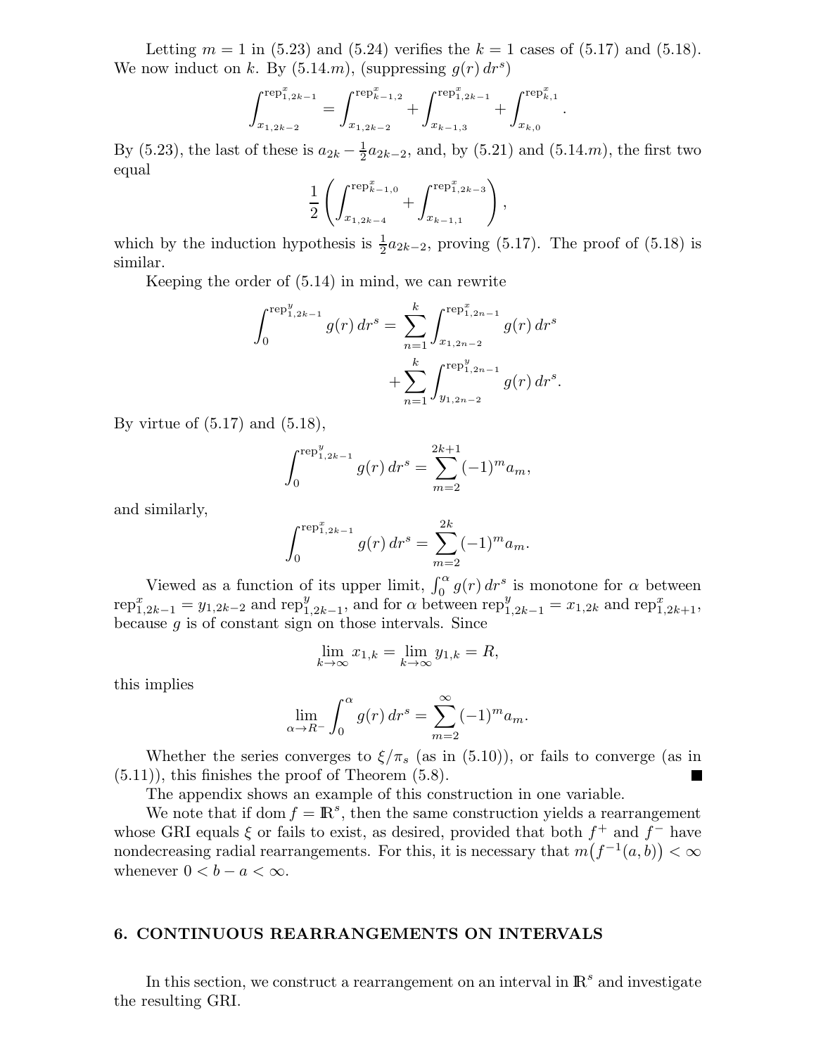Letting $m = 1$ in (5.23) and (5.24) verifies the $k = 1$ cases of (5.17) and (5.18). We now induct on $k$. By (5.14.$m$), (suppressing $g(r)\,dr^s$)

$$\int_{x_{1,2k-2}}^{\mathrm{rep}^x_{1,2k-1}} = \int_{x_{1,2k-2}}^{\mathrm{rep}^x_{k-1,2}} + \int_{x_{k-1,3}}^{\mathrm{rep}^x_{1,2k-1}} + \int_{x_{k,0}}^{\mathrm{rep}^x_{k,1}}.$$

By (5.23), the last of these is $a_{2k} - \frac{1}{2}a_{2k-2}$, and, by (5.21) and (5.14.$m$), the first two equal

$$\frac{1}{2}\left(\int_{x_{1,2k-4}}^{\mathrm{rep}^x_{k-1,0}} + \int_{x_{k-1,1}}^{\mathrm{rep}^x_{1,2k-3}}\right),$$

which by the induction hypothesis is $\frac{1}{2}a_{2k-2}$, proving (5.17). The proof of (5.18) is similar.

Keeping the order of (5.14) in mind, we can rewrite

$$\int_0^{\mathrm{rep}^y_{1,2k-1}} g(r)\,dr^s = \sum_{n=1}^{k} \int_{x_{1,2n-2}}^{\mathrm{rep}^x_{1,2n-1}} g(r)\,dr^s + \sum_{n=1}^{k} \int_{y_{1,2n-2}}^{\mathrm{rep}^y_{1,2n-1}} g(r)\,dr^s.$$

By virtue of (5.17) and (5.18),

$$\int_0^{\mathrm{rep}^y_{1,2k-1}} g(r)\,dr^s = \sum_{m=2}^{2k+1} (-1)^m a_m,$$

and similarly,

$$\int_0^{\mathrm{rep}^x_{1,2k-1}} g(r)\,dr^s = \sum_{m=2}^{2k} (-1)^m a_m.$$

Viewed as a function of its upper limit, $\int_0^\alpha g(r)\,dr^s$ is monotone for $\alpha$ between $\mathrm{rep}^x_{1,2k-1} = y_{1,2k-2}$ and $\mathrm{rep}^y_{1,2k-1}$, and for $\alpha$ between $\mathrm{rep}^y_{1,2k-1} = x_{1,2k}$ and $\mathrm{rep}^x_{1,2k+1}$, because $g$ is of constant sign on those intervals. Since

$$\lim_{k\to\infty} x_{1,k} = \lim_{k\to\infty} y_{1,k} = R,$$

this implies

$$\lim_{\alpha\to R^-} \int_0^\alpha g(r)\,dr^s = \sum_{m=2}^{\infty} (-1)^m a_m.$$

Whether the series converges to $\xi/\pi_s$ (as in (5.10)), or fails to converge (as in (5.11)), this finishes the proof of Theorem (5.8). ∎

The appendix shows an example of this construction in one variable.

We note that if $\mathrm{dom}\, f = \mathbb{R}^s$, then the same construction yields a rearrangement whose GRI equals $\xi$ or fails to exist, as desired, provided that both $f^+$ and $f^-$ have nondecreasing radial rearrangements. For this, it is necessary that $m\big(f^{-1}(a,b)\big) < \infty$ whenever $0 < b - a < \infty$.

## 6. CONTINUOUS REARRANGEMENTS ON INTERVALS

In this section, we construct a rearrangement on an interval in $\mathbb{R}^s$ and investigate the resulting GRI.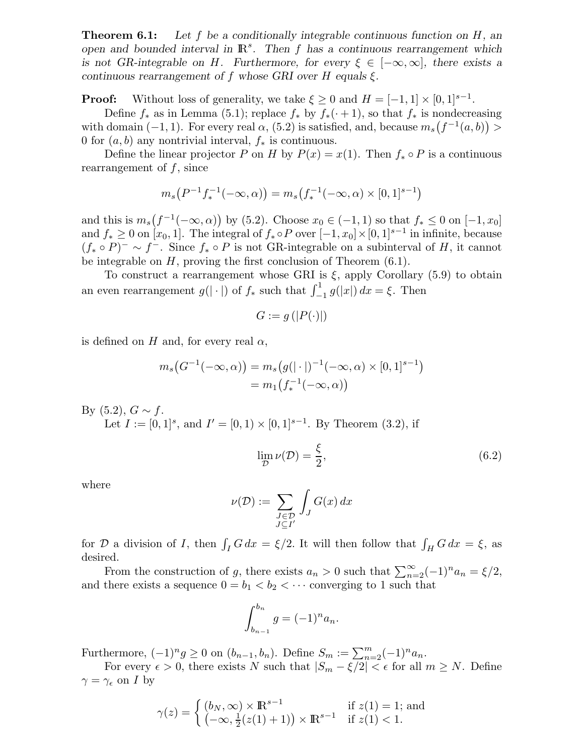**Theorem 6.1:** *Let $f$ be a conditionally integrable continuous function on $H$, an open and bounded interval in $\mathbb{R}^s$. Then $f$ has a continuous rearrangement which is not GR-integrable on $H$. Furthermore, for every $\xi \in [-\infty, \infty]$, there exists a continuous rearrangement of $f$ whose GRI over $H$ equals $\xi$.*

**Proof:** Without loss of generality, we take $\xi \geq 0$ and $H = [-1, 1] \times [0, 1]^{s-1}$.

Define $f_*$ as in Lemma (5.1); replace $f_*$ by $f_*(\cdot + 1)$, so that $f_*$ is nondecreasing with domain $(-1, 1)$. For every real $\alpha$, (5.2) is satisfied, and, because $m_s\big(f^{-1}(a, b)\big) > 0$ for $(a, b)$ any nontrivial interval, $f_*$ is continuous.

Define the linear projector $P$ on $H$ by $P(x) = x(1)$. Then $f_* \circ P$ is a continuous rearrangement of $f$, since

$$m_s\big(P^{-1} f_*^{-1}(-\infty, \alpha)\big) = m_s\big(f_*^{-1}(-\infty, \alpha) \times [0, 1]^{s-1}\big)$$

and this is $m_s\big(f^{-1}(-\infty, \alpha)\big)$ by (5.2). Choose $x_0 \in (-1, 1)$ so that $f_* \leq 0$ on $[-1, x_0]$ and $f_* \geq 0$ on $[x_0, 1]$. The integral of $f_* \circ P$ over $[-1, x_0] \times [0, 1]^{s-1}$ in infinite, because $(f_* \circ P)^- \sim f^-$. Since $f_* \circ P$ is not GR-integrable on a subinterval of $H$, it cannot be integrable on $H$, proving the first conclusion of Theorem (6.1).

To construct a rearrangement whose GRI is $\xi$, apply Corollary (5.9) to obtain an even rearrangement $g(|\cdot|)$ of $f_*$ such that $\int_{-1}^{1} g(|x|)\,dx = \xi$. Then

$$G := g\left(|P(\cdot)|\right)$$

is defined on $H$ and, for every real $\alpha$,

$$\begin{aligned}
m_s\big(G^{-1}(-\infty, \alpha)\big) &= m_s\big(g(|\cdot|)^{-1}(-\infty, \alpha) \times [0, 1]^{s-1}\big) \\
&= m_1\big(f_*^{-1}(-\infty, \alpha)\big)
\end{aligned}$$

By (5.2), $G \sim f$.

Let $I := [0, 1]^s$, and $I' = [0, 1) \times [0, 1]^{s-1}$. By Theorem (3.2), if

$$\lim_{\mathcal{D}} \nu(\mathcal{D}) = \frac{\xi}{2}, \tag{6.2}$$

where

$$\nu(\mathcal{D}) := \sum_{\substack{J \in \mathcal{D} \\ J \subseteq I'}} \int_J G(x)\,dx$$

for $\mathcal{D}$ a division of $I$, then $\int_I G\,dx = \xi/2$. It will then follow that $\int_H G\,dx = \xi$, as desired.

From the construction of $g$, there exists $a_n > 0$ such that $\sum_{n=2}^{\infty} (-1)^n a_n = \xi/2$, and there exists a sequence $0 = b_1 < b_2 < \cdots$ converging to 1 such that

$$\int_{b_{n-1}}^{b_n} g = (-1)^n a_n.$$

Furthermore, $(-1)^n g \geq 0$ on $(b_{n-1}, b_n)$. Define $S_m := \sum_{n=2}^{m} (-1)^n a_n$.

For every $\epsilon > 0$, there exists $N$ such that $|S_m - \xi/2| < \epsilon$ for all $m \geq N$. Define $\gamma = \gamma_\epsilon$ on $I$ by

$$\gamma(z) = \begin{cases} (b_N, \infty) \times \mathbb{R}^{s-1} & \text{if } z(1) = 1\text{; and} \\ \big(-\infty, \frac{1}{2}(z(1) + 1)\big) \times \mathbb{R}^{s-1} & \text{if } z(1) < 1. \end{cases}$$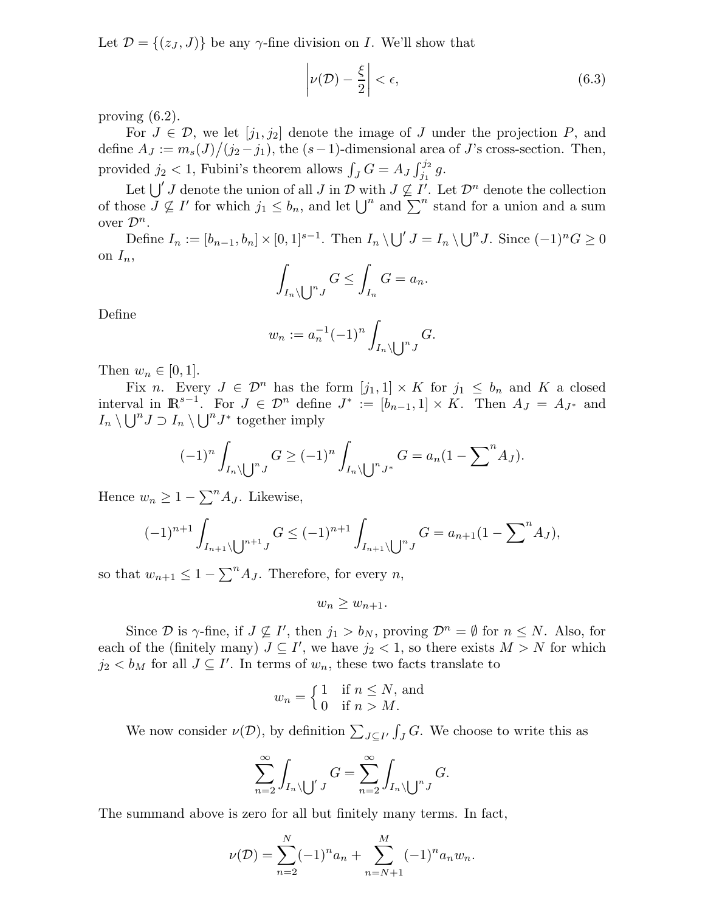Let $\mathcal{D} = \{(z_J, J)\}$ be any $\gamma$-fine division on $I$. We'll show that

$$\left| \nu(\mathcal{D}) - \frac{\xi}{2} \right| < \epsilon, \tag{6.3}$$

proving (6.2).

For $J \in \mathcal{D}$, we let $[j_1, j_2]$ denote the image of $J$ under the projection $P$, and define $A_J := m_s(J)/(j_2 - j_1)$, the $(s-1)$-dimensional area of $J$'s cross-section. Then, provided $j_2 < 1$, Fubini's theorem allows $\int_J G = A_J \int_{j_1}^{j_2} g$.

Let $\bigcup' J$ denote the union of all $J$ in $\mathcal{D}$ with $J \not\subseteq I'$. Let $\mathcal{D}^n$ denote the collection of those $J \not\subseteq I'$ for which $j_1 \leq b_n$, and let $\bigcup^n$ and $\sum^n$ stand for a union and a sum over $\mathcal{D}^n$.

Define $I_n := [b_{n-1}, b_n] \times [0,1]^{s-1}$. Then $I_n \setminus \bigcup' J = I_n \setminus \bigcup^n J$. Since $(-1)^n G \geq 0$ on $I_n$,

$$\int_{I_n \setminus \bigcup^n J} G \leq \int_{I_n} G = a_n.$$

Define

$$w_n := a_n^{-1} (-1)^n \int_{I_n \setminus \bigcup^n J} G.$$

Then $w_n \in [0,1]$.

Fix $n$. Every $J \in \mathcal{D}^n$ has the form $[j_1, 1] \times K$ for $j_1 \leq b_n$ and $K$ a closed interval in $\mathbb{R}^{s-1}$. For $J \in \mathcal{D}^n$ define $J^* := [b_{n-1}, 1] \times K$. Then $A_J = A_{J^*}$ and $I_n \setminus \bigcup^n J \supset I_n \setminus \bigcup^n J^*$ together imply

$$(-1)^n \int_{I_n \setminus \bigcup^n J} G \geq (-1)^n \int_{I_n \setminus \bigcup^n J^*} G = a_n (1 - \sum\nolimits^n A_J).$$

Hence $w_n \geq 1 - \sum^n A_J$. Likewise,

$$(-1)^{n+1} \int_{I_{n+1} \setminus \bigcup^{n+1} J} G \leq (-1)^{n+1} \int_{I_{n+1} \setminus \bigcup^n J} G = a_{n+1} (1 - \sum\nolimits^n A_J),$$

so that $w_{n+1} \leq 1 - \sum^n A_J$. Therefore, for every $n$,

$$w_n \geq w_{n+1}.$$

Since $\mathcal{D}$ is $\gamma$-fine, if $J \not\subseteq I'$, then $j_1 > b_N$, proving $\mathcal{D}^n = \emptyset$ for $n \leq N$. Also, for each of the (finitely many) $J \subseteq I'$, we have $j_2 < 1$, so there exists $M > N$ for which $j_2 < b_M$ for all $J \subseteq I'$. In terms of $w_n$, these two facts translate to

$$w_n = \begin{cases} 1 & \text{if } n \leq N, \text{ and} \\ 0 & \text{if } n > M. \end{cases}$$

We now consider $\nu(\mathcal{D})$, by definition $\sum_{J \subseteq I'} \int_J G$. We choose to write this as

$$\sum_{n=2}^{\infty} \int_{I_n \setminus \bigcup' J} G = \sum_{n=2}^{\infty} \int_{I_n \setminus \bigcup^n J} G.$$

The summand above is zero for all but finitely many terms. In fact,

$$\nu(\mathcal{D}) = \sum_{n=2}^{N} (-1)^n a_n + \sum_{n=N+1}^{M} (-1)^n a_n w_n.$$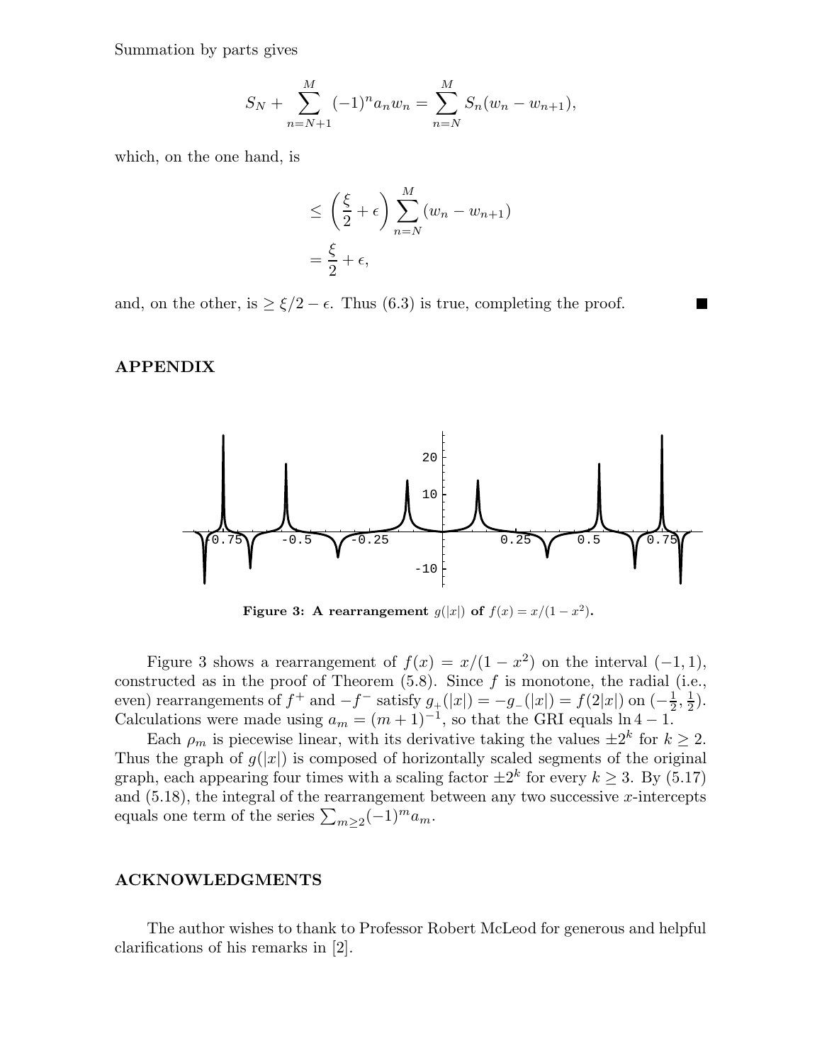Summation by parts gives

$$S_N + \sum_{n=N+1}^{M} (-1)^n a_n w_n = \sum_{n=N}^{M} S_n (w_n - w_{n+1}),$$

which, on the one hand, is

$$\begin{aligned}
&\le \left(\frac{\xi}{2} + \epsilon\right) \sum_{n=N}^{M} (w_n - w_{n+1}) \\
&= \frac{\xi}{2} + \epsilon,
\end{aligned}$$

and, on the other, is $\ge \xi/2 - \epsilon$. Thus (6.3) is true, completing the proof. ∎

## APPENDIX

**Figure 3: A rearrangement $g(|x|)$ of $f(x) = x/(1-x^2)$.**

Figure 3 shows a rearrangement of $f(x) = x/(1-x^2)$ on the interval $(-1, 1)$, constructed as in the proof of Theorem (5.8). Since $f$ is monotone, the radial (i.e., even) rearrangements of $f^+$ and $-f^-$ satisfy $g_+(|x|) = -g_-(|x|) = f(2|x|)$ on $(-\frac{1}{2}, \frac{1}{2})$. Calculations were made using $a_m = (m+1)^{-1}$, so that the GRI equals $\ln 4 - 1$.

Each $\rho_m$ is piecewise linear, with its derivative taking the values $\pm 2^k$ for $k \ge 2$. Thus the graph of $g(|x|)$ is composed of horizontally scaled segments of the original graph, each appearing four times with a scaling factor $\pm 2^k$ for every $k \ge 3$. By (5.17) and (5.18), the integral of the rearrangement between any two successive $x$-intercepts equals one term of the series $\sum_{m\ge 2} (-1)^m a_m$.

## ACKNOWLEDGMENTS

The author wishes to thank to Professor Robert McLeod for generous and helpful clarifications of his remarks in [2].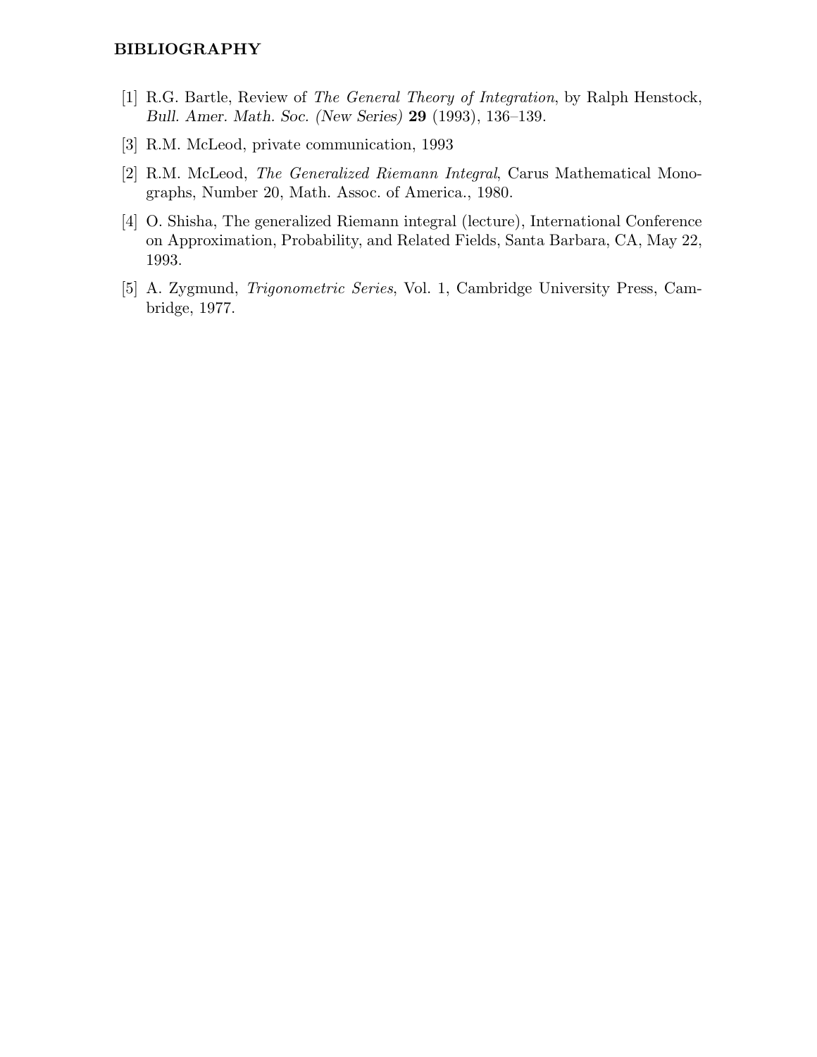## BIBLIOGRAPHY

[1] R.G. Bartle, Review of *The General Theory of Integration*, by Ralph Henstock, *Bull. Amer. Math. Soc. (New Series)* **29** (1993), 136–139.

[3] R.M. McLeod, private communication, 1993

[2] R.M. McLeod, *The Generalized Riemann Integral*, Carus Mathematical Monographs, Number 20, Math. Assoc. of America., 1980.

[4] O. Shisha, The generalized Riemann integral (lecture), International Conference on Approximation, Probability, and Related Fields, Santa Barbara, CA, May 22, 1993.

[5] A. Zygmund, *Trigonometric Series*, Vol. 1, Cambridge University Press, Cambridge, 1977.